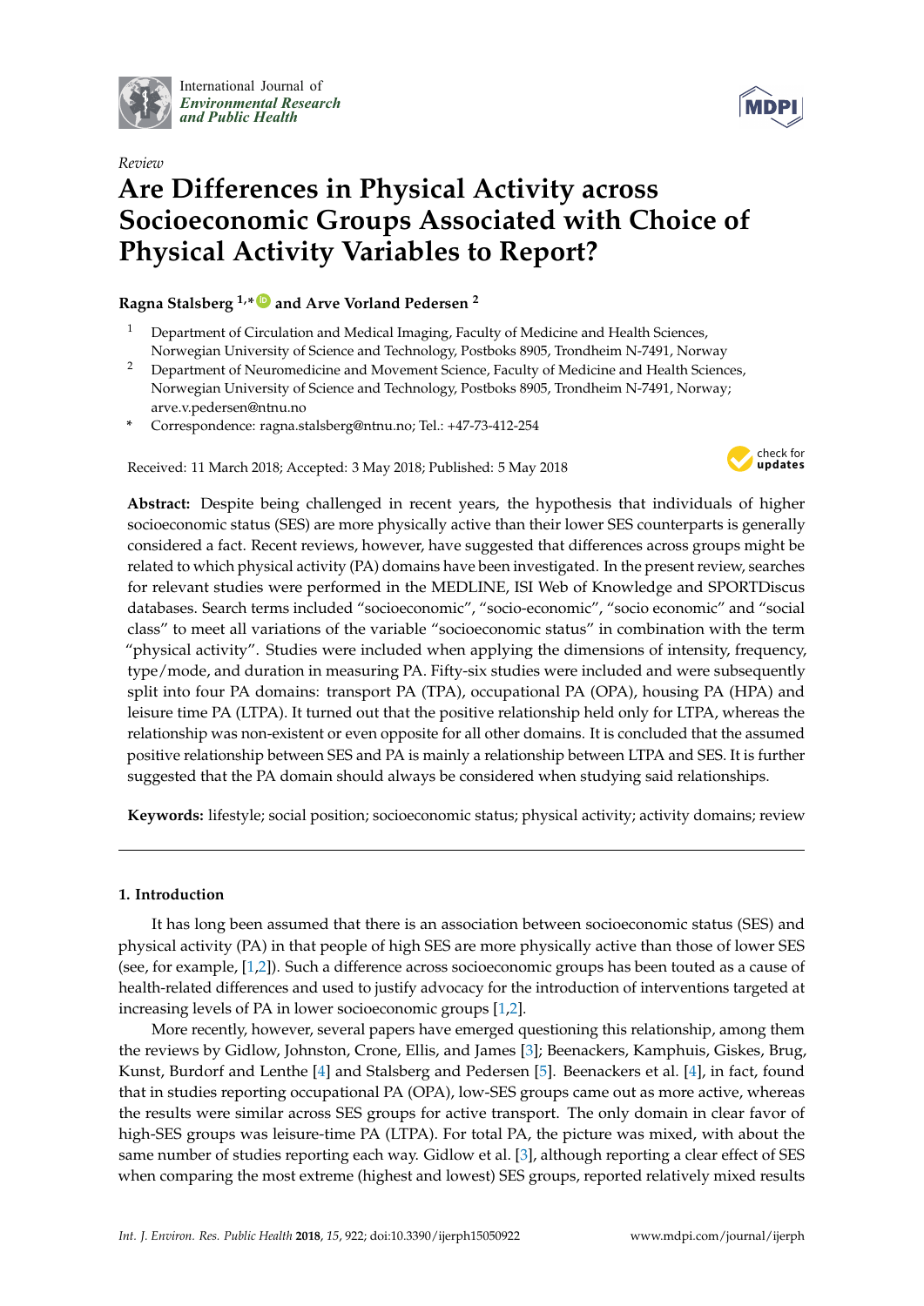Review

# Are Differences in Physical Activity across Socioeconomic Groups Associated with Choice of Physical Activity Variables to Report?

**Ragna Stalsberg [1,*] and Arve Vorland Pedersen [2]**

[1] Department of Circulation and Medical Imaging, Faculty of Medicine and Health Sciences, Norwegian University of Science and Technology, Postboks 8905, Trondheim N-7491, Norway

[2] Department of Neuromedicine and Movement Science, Faculty of Medicine and Health Sciences, Norwegian University of Science and Technology, Postboks 8905, Trondheim N-7491, Norway; arve.v.pedersen@ntnu.no

[*] Correspondence: ragna.stalsberg@ntnu.no; Tel.: +47-73-412-254

Received: 11 March 2018; Accepted: 3 May 2018; Published: 5 May 2018

**Abstract:** Despite being challenged in recent years, the hypothesis that individuals of higher socioeconomic status (SES) are more physically active than their lower SES counterparts is generally considered a fact. Recent reviews, however, have suggested that differences across groups might be related to which physical activity (PA) domains have been investigated. In the present review, searches for relevant studies were performed in the MEDLINE, ISI Web of Knowledge and SPORTDiscus databases. Search terms included "socioeconomic", "socio-economic", "socio economic" and "social class" to meet all variations of the variable "socioeconomic status" in combination with the term "physical activity". Studies were included when applying the dimensions of intensity, frequency, type/mode, and duration in measuring PA. Fifty-six studies were included and were subsequently split into four PA domains: transport PA (TPA), occupational PA (OPA), housing PA (HPA) and leisure time PA (LTPA). It turned out that the positive relationship held only for LTPA, whereas the relationship was non-existent or even opposite for all other domains. It is concluded that the assumed positive relationship between SES and PA is mainly a relationship between LTPA and SES. It is further suggested that the PA domain should always be considered when studying said relationships.

**Keywords:** lifestyle; social position; socioeconomic status; physical activity; activity domains; review

## 1. Introduction

It has long been assumed that there is an association between socioeconomic status (SES) and physical activity (PA) in that people of high SES are more physically active than those of lower SES (see, for example, [1,2]). Such a difference across socioeconomic groups has been touted as a cause of health-related differences and used to justify advocacy for the introduction of interventions targeted at increasing levels of PA in lower socioeconomic groups [1,2].

More recently, however, several papers have emerged questioning this relationship, among them the reviews by Gidlow, Johnston, Crone, Ellis, and James [3]; Beenackers, Kamphuis, Giskes, Brug, Kunst, Burdorf and Lenthe [4] and Stalsberg and Pedersen [5]. Beenackers et al. [4], in fact, found that in studies reporting occupational PA (OPA), low-SES groups came out as more active, whereas the results were similar across SES groups for active transport. The only domain in clear favor of high-SES groups was leisure-time PA (LTPA). For total PA, the picture was mixed, with about the same number of studies reporting each way. Gidlow et al. [3], although reporting a clear effect of SES when comparing the most extreme (highest and lowest) SES groups, reported relatively mixed results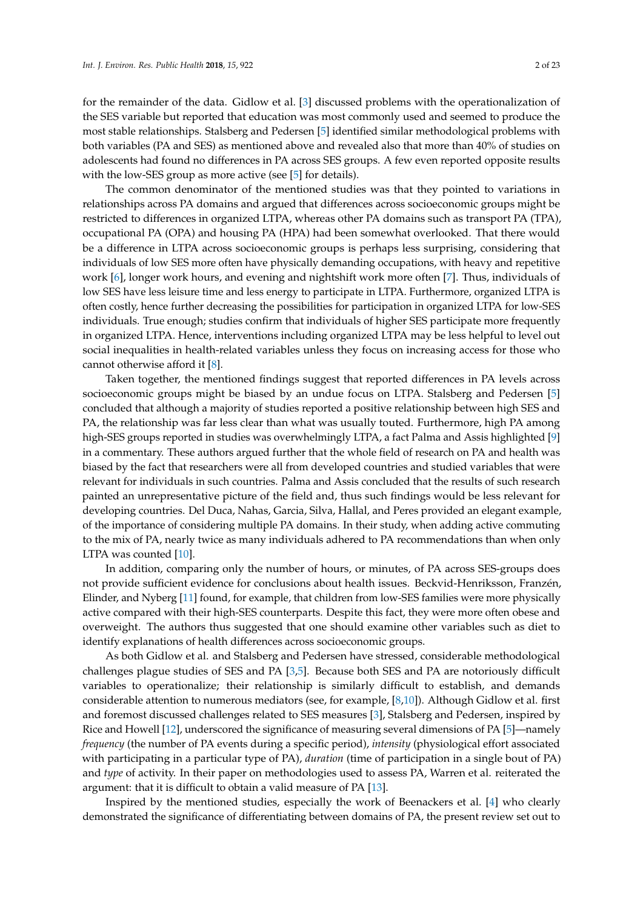for the remainder of the data. Gidlow et al. [3] discussed problems with the operationalization of the SES variable but reported that education was most commonly used and seemed to produce the most stable relationships. Stalsberg and Pedersen [5] identified similar methodological problems with both variables (PA and SES) as mentioned above and revealed also that more than 40% of studies on adolescents had found no differences in PA across SES groups. A few even reported opposite results with the low-SES group as more active (see [5] for details).

The common denominator of the mentioned studies was that they pointed to variations in relationships across PA domains and argued that differences across socioeconomic groups might be restricted to differences in organized LTPA, whereas other PA domains such as transport PA (TPA), occupational PA (OPA) and housing PA (HPA) had been somewhat overlooked. That there would be a difference in LTPA across socioeconomic groups is perhaps less surprising, considering that individuals of low SES more often have physically demanding occupations, with heavy and repetitive work [6], longer work hours, and evening and nightshift work more often [7]. Thus, individuals of low SES have less leisure time and less energy to participate in LTPA. Furthermore, organized LTPA is often costly, hence further decreasing the possibilities for participation in organized LTPA for low-SES individuals. True enough; studies confirm that individuals of higher SES participate more frequently in organized LTPA. Hence, interventions including organized LTPA may be less helpful to level out social inequalities in health-related variables unless they focus on increasing access for those who cannot otherwise afford it [8].

Taken together, the mentioned findings suggest that reported differences in PA levels across socioeconomic groups might be biased by an undue focus on LTPA. Stalsberg and Pedersen [5] concluded that although a majority of studies reported a positive relationship between high SES and PA, the relationship was far less clear than what was usually touted. Furthermore, high PA among high-SES groups reported in studies was overwhelmingly LTPA, a fact Palma and Assis highlighted [9] in a commentary. These authors argued further that the whole field of research on PA and health was biased by the fact that researchers were all from developed countries and studied variables that were relevant for individuals in such countries. Palma and Assis concluded that the results of such research painted an unrepresentative picture of the field and, thus such findings would be less relevant for developing countries. Del Duca, Nahas, Garcia, Silva, Hallal, and Peres provided an elegant example, of the importance of considering multiple PA domains. In their study, when adding active commuting to the mix of PA, nearly twice as many individuals adhered to PA recommendations than when only LTPA was counted [10].

In addition, comparing only the number of hours, or minutes, of PA across SES-groups does not provide sufficient evidence for conclusions about health issues. Beckvid-Henriksson, Franzén, Elinder, and Nyberg [11] found, for example, that children from low-SES families were more physically active compared with their high-SES counterparts. Despite this fact, they were more often obese and overweight. The authors thus suggested that one should examine other variables such as diet to identify explanations of health differences across socioeconomic groups.

As both Gidlow et al. and Stalsberg and Pedersen have stressed, considerable methodological challenges plague studies of SES and PA [3,5]. Because both SES and PA are notoriously difficult variables to operationalize; their relationship is similarly difficult to establish, and demands considerable attention to numerous mediators (see, for example, [8,10]). Although Gidlow et al. first and foremost discussed challenges related to SES measures [3], Stalsberg and Pedersen, inspired by Rice and Howell [12], underscored the significance of measuring several dimensions of PA [5]—namely *frequency* (the number of PA events during a specific period), *intensity* (physiological effort associated with participating in a particular type of PA), *duration* (time of participation in a single bout of PA) and *type* of activity. In their paper on methodologies used to assess PA, Warren et al. reiterated the argument: that it is difficult to obtain a valid measure of PA [13].

Inspired by the mentioned studies, especially the work of Beenackers et al. [4] who clearly demonstrated the significance of differentiating between domains of PA, the present review set out to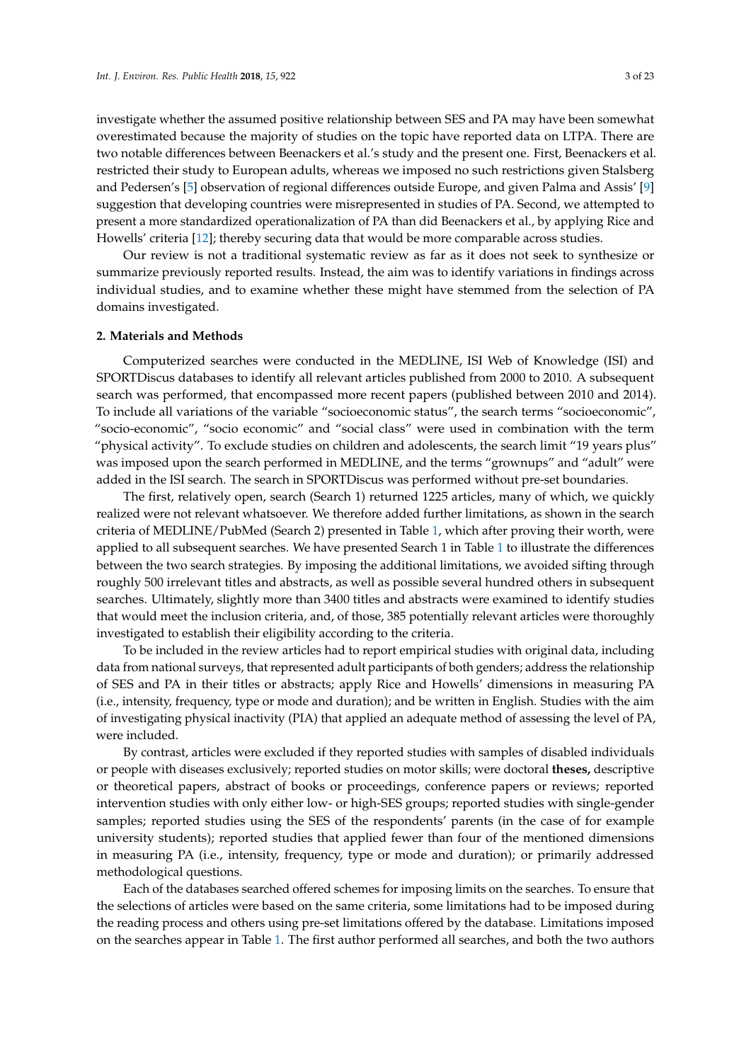investigate whether the assumed positive relationship between SES and PA may have been somewhat overestimated because the majority of studies on the topic have reported data on LTPA. There are two notable differences between Beenackers et al.'s study and the present one. First, Beenackers et al. restricted their study to European adults, whereas we imposed no such restrictions given Stalsberg and Pedersen's [5] observation of regional differences outside Europe, and given Palma and Assis' [9] suggestion that developing countries were misrepresented in studies of PA. Second, we attempted to present a more standardized operationalization of PA than did Beenackers et al., by applying Rice and Howells' criteria [12]; thereby securing data that would be more comparable across studies.

Our review is not a traditional systematic review as far as it does not seek to synthesize or summarize previously reported results. Instead, the aim was to identify variations in findings across individual studies, and to examine whether these might have stemmed from the selection of PA domains investigated.

## 2. Materials and Methods

Computerized searches were conducted in the MEDLINE, ISI Web of Knowledge (ISI) and SPORTDiscus databases to identify all relevant articles published from 2000 to 2010. A subsequent search was performed, that encompassed more recent papers (published between 2010 and 2014). To include all variations of the variable "socioeconomic status", the search terms "socioeconomic", "socio-economic", "socio economic" and "social class" were used in combination with the term "physical activity". To exclude studies on children and adolescents, the search limit "19 years plus" was imposed upon the search performed in MEDLINE, and the terms "grownups" and "adult" were added in the ISI search. The search in SPORTDiscus was performed without pre-set boundaries.

The first, relatively open, search (Search 1) returned 1225 articles, many of which, we quickly realized were not relevant whatsoever. We therefore added further limitations, as shown in the search criteria of MEDLINE/PubMed (Search 2) presented in Table 1, which after proving their worth, were applied to all subsequent searches. We have presented Search 1 in Table 1 to illustrate the differences between the two search strategies. By imposing the additional limitations, we avoided sifting through roughly 500 irrelevant titles and abstracts, as well as possible several hundred others in subsequent searches. Ultimately, slightly more than 3400 titles and abstracts were examined to identify studies that would meet the inclusion criteria, and, of those, 385 potentially relevant articles were thoroughly investigated to establish their eligibility according to the criteria.

To be included in the review articles had to report empirical studies with original data, including data from national surveys, that represented adult participants of both genders; address the relationship of SES and PA in their titles or abstracts; apply Rice and Howells' dimensions in measuring PA (i.e., intensity, frequency, type or mode and duration); and be written in English. Studies with the aim of investigating physical inactivity (PIA) that applied an adequate method of assessing the level of PA, were included.

By contrast, articles were excluded if they reported studies with samples of disabled individuals or people with diseases exclusively; reported studies on motor skills; were doctoral **theses,** descriptive or theoretical papers, abstract of books or proceedings, conference papers or reviews; reported intervention studies with only either low- or high-SES groups; reported studies with single-gender samples; reported studies using the SES of the respondents' parents (in the case of for example university students); reported studies that applied fewer than four of the mentioned dimensions in measuring PA (i.e., intensity, frequency, type or mode and duration); or primarily addressed methodological questions.

Each of the databases searched offered schemes for imposing limits on the searches. To ensure that the selections of articles were based on the same criteria, some limitations had to be imposed during the reading process and others using pre-set limitations offered by the database. Limitations imposed on the searches appear in Table 1. The first author performed all searches, and both the two authors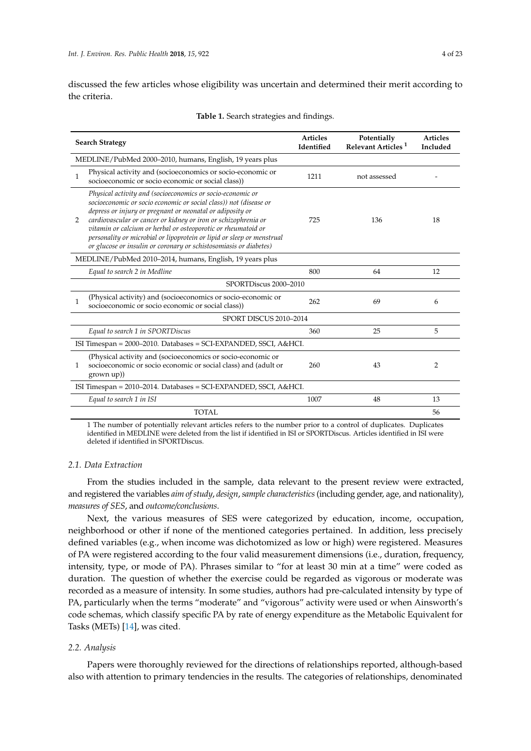discussed the few articles whose eligibility was uncertain and determined their merit according to the criteria.

**Table 1.** Search strategies and findings.

| | Search Strategy | Articles Identified | Potentially Relevant Articles [1] | Articles Included |
|---|---|---|---|---|
| MEDLINE/PubMed 2000–2010, humans, English, 19 years plus | | | | |
| 1 | Physical activity and (socioeconomics or socio-economic or socioeconomic or socio economic or social class)) | 1211 | not assessed | - |
| 2 | *Physical activity and (socioeconomics or socio-economic or socioeconomic or socio economic or social class)) not (disease or depress or injury or pregnant or neonatal or adiposity or cardiovascular or cancer or kidney or iron or schizophrenia or vitamin or calcium or herbal or osteoporotic or rheumatoid or personality or microbial or lipoprotein or lipid or sleep or menstrual or glucose or insulin or coronary or schistosomiasis or diabetes)* | 725 | 136 | 18 |
| MEDLINE/PubMed 2010–2014, humans, English, 19 years plus | | | | |
| | *Equal to search 2 in Medline* | 800 | 64 | 12 |
| | SPORTDiscus 2000–2010 | | | |
| 1 | (Physical activity) and (socioeconomics or socio-economic or socioeconomic or socio economic or social class)) | 262 | 69 | 6 |
| | SPORT DISCUS 2010–2014 | | | |
| | *Equal to search 1 in SPORTDiscus* | 360 | 25 | 5 |
| ISI Timespan = 2000–2010. Databases = SCI-EXPANDED, SSCI, A&HCI. | | | | |
| 1 | (Physical activity and (socioeconomics or socio-economic or socioeconomic or socio economic or social class) and (adult or grown up)) | 260 | 43 | 2 |
| ISI Timespan = 2010–2014. Databases = SCI-EXPANDED, SSCI, A&HCI. | | | | |
| | *Equal to search 1 in ISI* | 1007 | 48 | 13 |
| | TOTAL | | | 56 |

1 The number of potentially relevant articles refers to the number prior to a control of duplicates. Duplicates identified in MEDLINE were deleted from the list if identified in ISI or SPORTDiscus. Articles identified in ISI were deleted if identified in SPORTDiscus.

### 2.1. Data Extraction

From the studies included in the sample, data relevant to the present review were extracted, and registered the variables *aim of study*, *design*, *sample characteristics* (including gender, age, and nationality), *measures of SES*, and *outcome/conclusions*.

Next, the various measures of SES were categorized by education, income, occupation, neighborhood or other if none of the mentioned categories pertained. In addition, less precisely defined variables (e.g., when income was dichotomized as low or high) were registered. Measures of PA were registered according to the four valid measurement dimensions (i.e., duration, frequency, intensity, type, or mode of PA). Phrases similar to "for at least 30 min at a time" were coded as duration. The question of whether the exercise could be regarded as vigorous or moderate was recorded as a measure of intensity. In some studies, authors had pre-calculated intensity by type of PA, particularly when the terms "moderate" and "vigorous" activity were used or when Ainsworth's code schemas, which classify specific PA by rate of energy expenditure as the Metabolic Equivalent for Tasks (METs) [14], was cited.

### 2.2. Analysis

Papers were thoroughly reviewed for the directions of relationships reported, although-based also with attention to primary tendencies in the results. The categories of relationships, denominated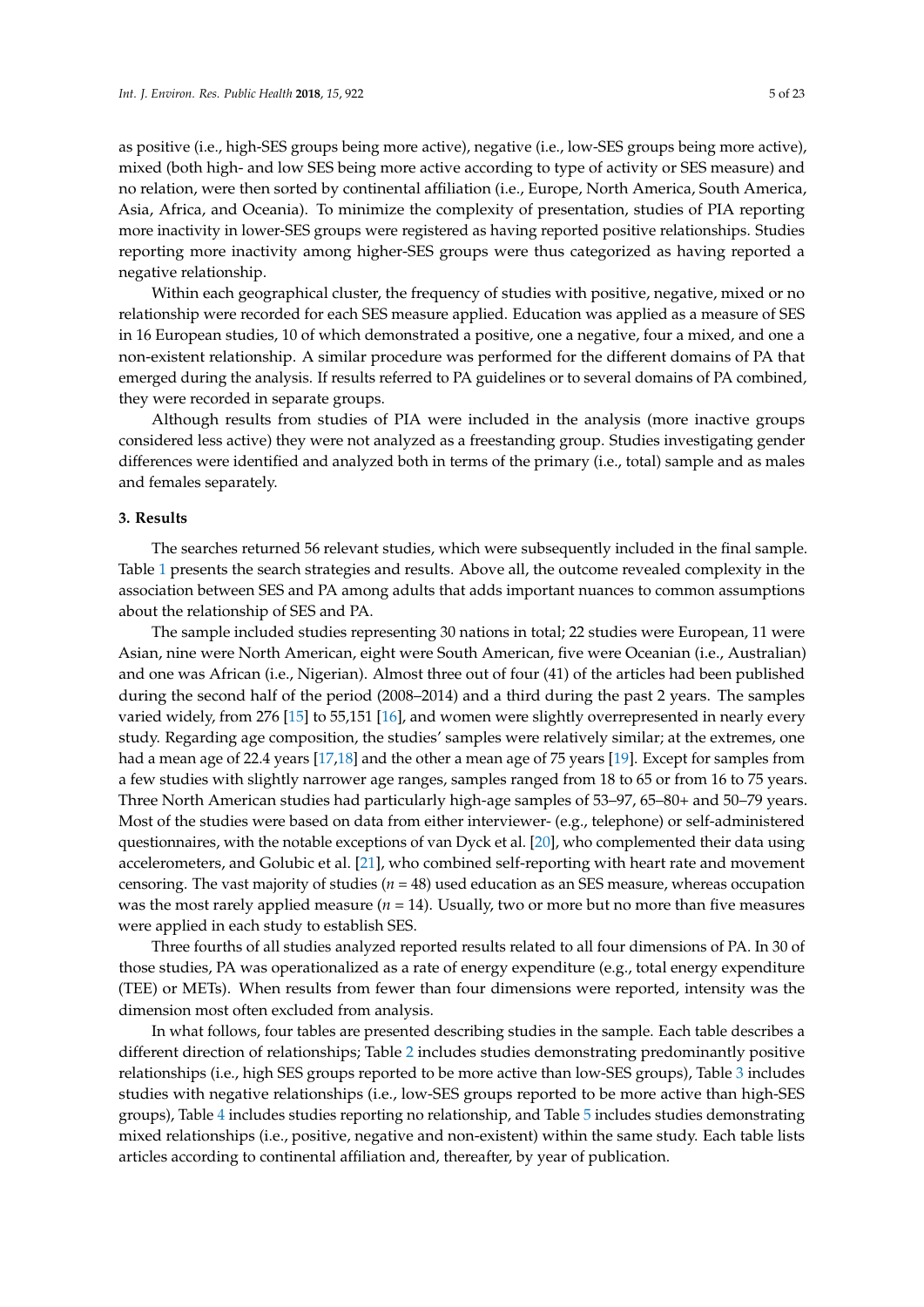as positive (i.e., high-SES groups being more active), negative (i.e., low-SES groups being more active), mixed (both high- and low SES being more active according to type of activity or SES measure) and no relation, were then sorted by continental affiliation (i.e., Europe, North America, South America, Asia, Africa, and Oceania). To minimize the complexity of presentation, studies of PIA reporting more inactivity in lower-SES groups were registered as having reported positive relationships. Studies reporting more inactivity among higher-SES groups were thus categorized as having reported a negative relationship.

Within each geographical cluster, the frequency of studies with positive, negative, mixed or no relationship were recorded for each SES measure applied. Education was applied as a measure of SES in 16 European studies, 10 of which demonstrated a positive, one a negative, four a mixed, and one a non-existent relationship. A similar procedure was performed for the different domains of PA that emerged during the analysis. If results referred to PA guidelines or to several domains of PA combined, they were recorded in separate groups.

Although results from studies of PIA were included in the analysis (more inactive groups considered less active) they were not analyzed as a freestanding group. Studies investigating gender differences were identified and analyzed both in terms of the primary (i.e., total) sample and as males and females separately.

## 3. Results

The searches returned 56 relevant studies, which were subsequently included in the final sample. Table 1 presents the search strategies and results. Above all, the outcome revealed complexity in the association between SES and PA among adults that adds important nuances to common assumptions about the relationship of SES and PA.

The sample included studies representing 30 nations in total; 22 studies were European, 11 were Asian, nine were North American, eight were South American, five were Oceanian (i.e., Australian) and one was African (i.e., Nigerian). Almost three out of four (41) of the articles had been published during the second half of the period (2008–2014) and a third during the past 2 years. The samples varied widely, from 276 [15] to 55,151 [16], and women were slightly overrepresented in nearly every study. Regarding age composition, the studies' samples were relatively similar; at the extremes, one had a mean age of 22.4 years [17,18] and the other a mean age of 75 years [19]. Except for samples from a few studies with slightly narrower age ranges, samples ranged from 18 to 65 or from 16 to 75 years. Three North American studies had particularly high-age samples of 53–97, 65–80+ and 50–79 years. Most of the studies were based on data from either interviewer- (e.g., telephone) or self-administered questionnaires, with the notable exceptions of van Dyck et al. [20], who complemented their data using accelerometers, and Golubic et al. [21], who combined self-reporting with heart rate and movement censoring. The vast majority of studies ($n$ = 48) used education as an SES measure, whereas occupation was the most rarely applied measure ($n$ = 14). Usually, two or more but no more than five measures were applied in each study to establish SES.

Three fourths of all studies analyzed reported results related to all four dimensions of PA. In 30 of those studies, PA was operationalized as a rate of energy expenditure (e.g., total energy expenditure (TEE) or METs). When results from fewer than four dimensions were reported, intensity was the dimension most often excluded from analysis.

In what follows, four tables are presented describing studies in the sample. Each table describes a different direction of relationships; Table 2 includes studies demonstrating predominantly positive relationships (i.e., high SES groups reported to be more active than low-SES groups), Table 3 includes studies with negative relationships (i.e., low-SES groups reported to be more active than high-SES groups), Table 4 includes studies reporting no relationship, and Table 5 includes studies demonstrating mixed relationships (i.e., positive, negative and non-existent) within the same study. Each table lists articles according to continental affiliation and, thereafter, by year of publication.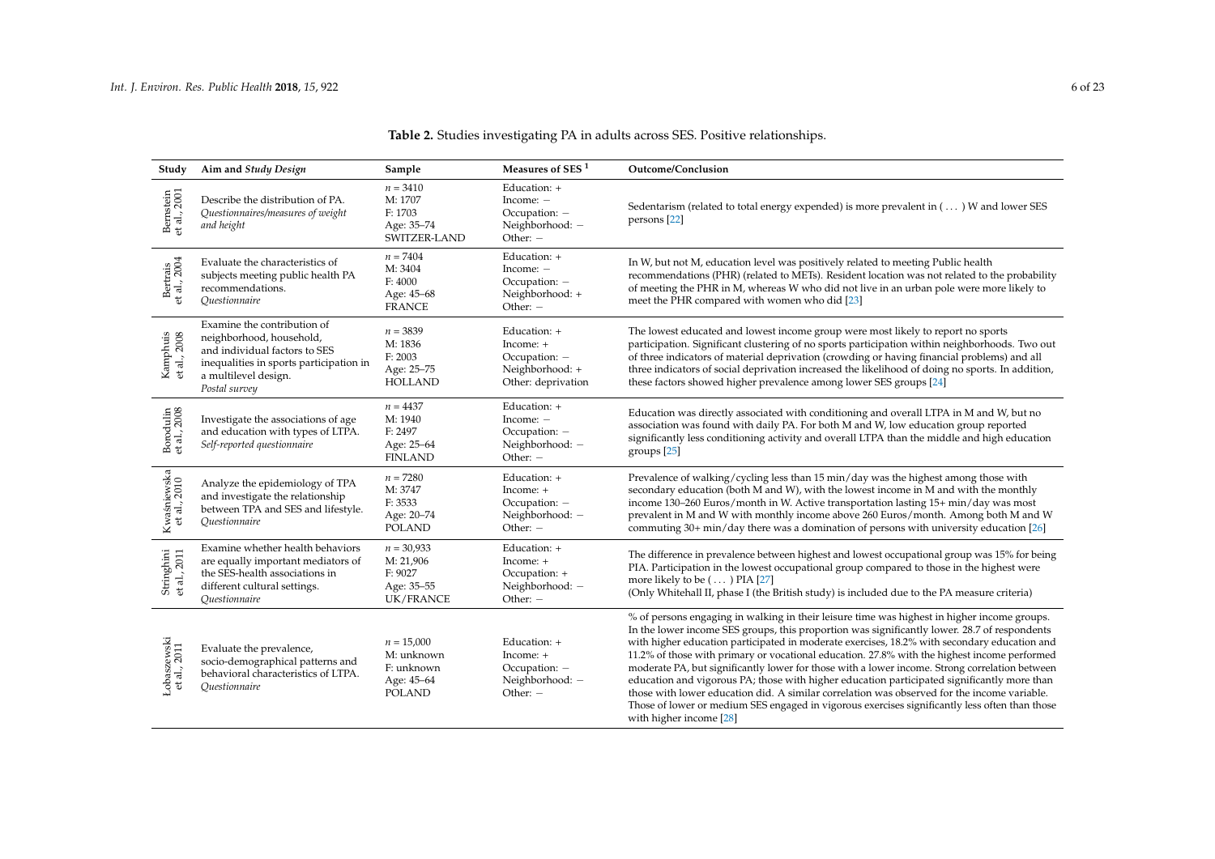**Table 2.** Studies investigating PA in adults across SES. Positive relationships.

| Study | Aim and *Study Design* | Sample | Measures of SES [1] | Outcome/Conclusion |
| --- | --- | --- | --- | --- |
| Bernstein et al., 2001 | Describe the distribution of PA. *Questionnaires/measures of weight and height* | $n$ = 3410<br>M: 1707<br>F: 1703<br>Age: 35–74<br>SWITZER-LAND | Education: +<br>Income: −<br>Occupation: −<br>Neighborhood: −<br>Other: − | Sedentarism (related to total energy expended) is more prevalent in ( . . . ) W and lower SES persons [22] |
| Bertrais et al., 2004 | Evaluate the characteristics of subjects meeting public health PA recommendations. *Questionnaire* | $n$ = 7404<br>M: 3404<br>F: 4000<br>Age: 45–68<br>FRANCE | Education: +<br>Income: −<br>Occupation: −<br>Neighborhood: +<br>Other: − | In W, but not M, education level was positively related to meeting Public health recommendations (PHR) (related to METs). Resident location was not related to the probability of meeting the PHR in M, whereas W who did not live in an urban pole were more likely to meet the PHR compared with women who did [23] |
| Kamphuis et al., 2008 | Examine the contribution of neighborhood, household, and individual factors to SES inequalities in sports participation in a multilevel design. *Postal survey* | $n$ = 3839<br>M: 1836<br>F: 2003<br>Age: 25–75<br>HOLLAND | Education: +<br>Income: +<br>Occupation: −<br>Neighborhood: +<br>Other: deprivation | The lowest educated and lowest income group were most likely to report no sports participation. Significant clustering of no sports participation within neighborhoods. Two out of three indicators of material deprivation (crowding or having financial problems) and all three indicators of social deprivation increased the likelihood of doing no sports. In addition, these factors showed higher prevalence among lower SES groups [24] |
| Borodulin et al., 2008 | Investigate the associations of age and education with types of LTPA. *Self-reported questionnaire* | $n$ = 4437<br>M: 1940<br>F: 2497<br>Age: 25–64<br>FINLAND | Education: +<br>Income: −<br>Occupation: −<br>Neighborhood: −<br>Other: − | Education was directly associated with conditioning and overall LTPA in M and W, but no association was found with daily PA. For both M and W, low education group reported significantly less conditioning activity and overall LTPA than the middle and high education groups [25] |
| Kwaśniewska et al., 2010 | Analyze the epidemiology of TPA and investigate the relationship between TPA and SES and lifestyle. *Questionnaire* | $n$ = 7280<br>M: 3747<br>F: 3533<br>Age: 20–74<br>POLAND | Education: +<br>Income: +<br>Occupation: −<br>Neighborhood: −<br>Other: − | Prevalence of walking/cycling less than 15 min/day was the highest among those with secondary education (both M and W), with the lowest income in M and with the monthly income 130–260 Euros/month in W. Active transportation lasting 15+ min/day was most prevalent in M and W with monthly income above 260 Euros/month. Among both M and W commuting 30+ min/day there was a domination of persons with university education [26] |
| Stringhini et al., 2011 | Examine whether health behaviors are equally important mediators of the SES-health associations in different cultural settings. *Questionnaire* | $n$ = 30,933<br>M: 21,906<br>F: 9027<br>Age: 35–55<br>UK/FRANCE | Education: +<br>Income: +<br>Occupation: +<br>Neighborhood: −<br>Other: − | The difference in prevalence between highest and lowest occupational group was 15% for being PIA. Participation in the lowest occupational group compared to those in the highest were more likely to be ( . . . ) PIA [27]<br>(Only Whitehall II, phase I (the British study) is included due to the PA measure criteria) |
| Łobaszewski et al., 2011 | Evaluate the prevalence, socio-demographical patterns and behavioral characteristics of LTPA. *Questionnaire* | $n$ = 15,000<br>M: unknown<br>F: unknown<br>Age: 45–64<br>POLAND | Education: +<br>Income: +<br>Occupation: −<br>Neighborhood: −<br>Other: − | % of persons engaging in walking in their leisure time was highest in higher income groups. In the lower income SES groups, this proportion was significantly lower. 28.7 of respondents with higher education participated in moderate exercises, 18.2% with secondary education and 11.2% of those with primary or vocational education. 27.8% with the highest income performed moderate PA, but significantly lower for those with a lower income. Strong correlation between education and vigorous PA; those with higher education participated significantly more than those with lower education did. A similar correlation was observed for the income variable. Those of lower or medium SES engaged in vigorous exercises significantly less often than those with higher income [28] |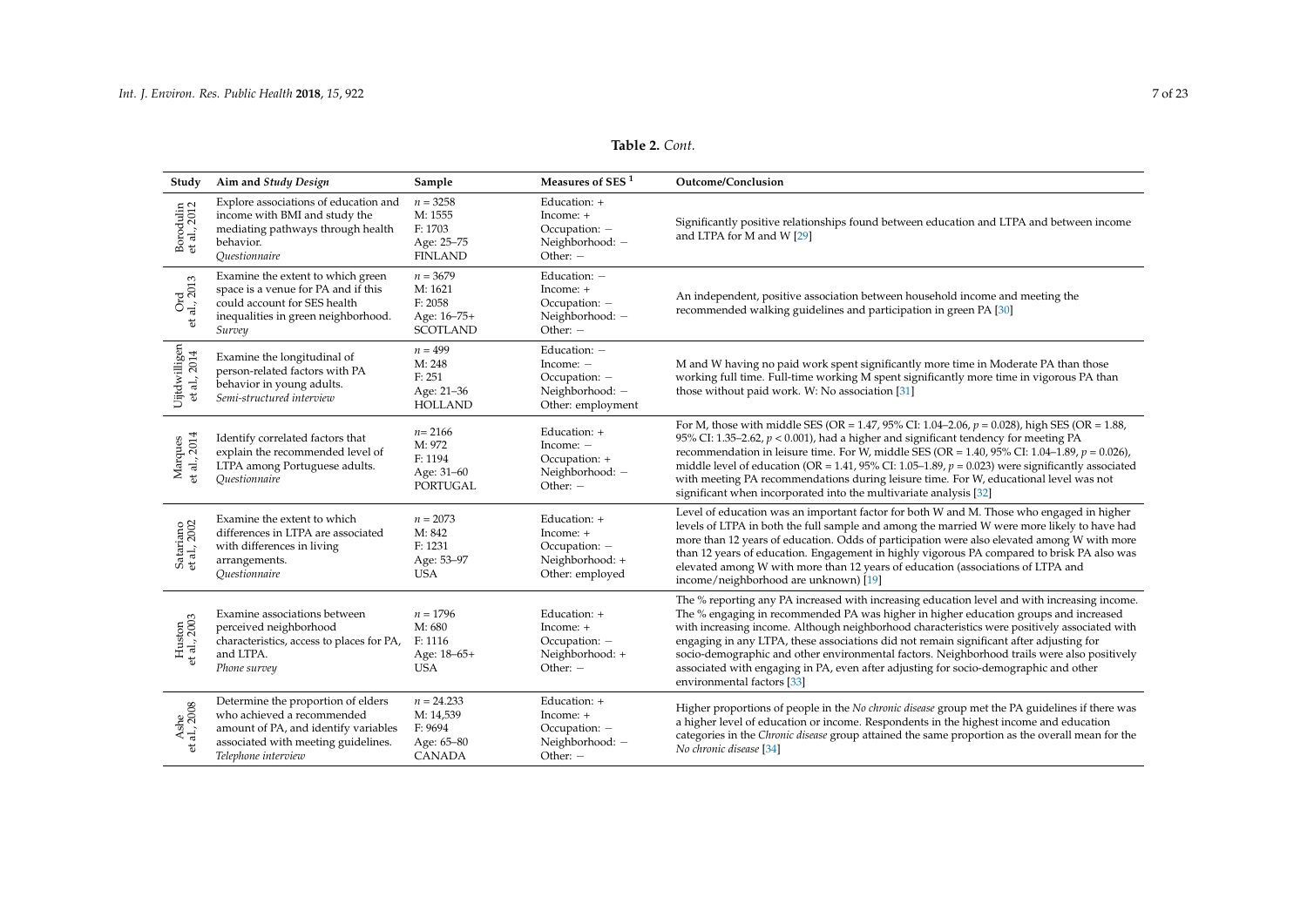**Table 2.** *Cont.*

| Study | Aim and *Study Design* | Sample | Measures of SES [1] | Outcome/Conclusion |
|---|---|---|---|---|
| Borodulin et al., 2012 | Explore associations of education and income with BMI and study the mediating pathways through health behavior. *Questionnaire* | $n$ = 3258<br>M: 1555<br>F: 1703<br>Age: 25–75<br>FINLAND | Education: +<br>Income: +<br>Occupation: −<br>Neighborhood: −<br>Other: − | Significantly positive relationships found between education and LTPA and between income and LTPA for M and W [29] |
| Ord et al., 2013 | Examine the extent to which green space is a venue for PA and if this could account for SES health inequalities in green neighborhood. *Survey* | $n$ = 3679<br>M: 1621<br>F: 2058<br>Age: 16–75+<br>SCOTLAND | Education: −<br>Income: +<br>Occupation: −<br>Neighborhood: −<br>Other: − | An independent, positive association between household income and meeting the recommended walking guidelines and participation in green PA [30] |
| Uijtdwilligen et al., 2014 | Examine the longitudinal of person-related factors with PA behavior in young adults. *Semi-structured interview* | $n$ = 499<br>M: 248<br>F: 251<br>Age: 21–36<br>HOLLAND | Education: −<br>Income: −<br>Occupation: −<br>Neighborhood: −<br>Other: employment | M and W having no paid work spent significantly more time in Moderate PA than those working full time. Full-time working M spent significantly more time in vigorous PA than those without paid work. W: No association [31] |
| Marques et al., 2014 | Identify correlated factors that explain the recommended level of LTPA among Portuguese adults. *Questionnaire* | $n$= 2166<br>M: 972<br>F: 1194<br>Age: 31–60<br>PORTUGAL | Education: +<br>Income: −<br>Occupation: +<br>Neighborhood: −<br>Other: − | For M, those with middle SES (OR = 1.47, 95% CI: 1.04–2.06, $p$ = 0.028), high SES (OR = 1.88, 95% CI: 1.35–2.62, $p$ < 0.001), had a higher and significant tendency for meeting PA recommendation in leisure time. For W, middle SES (OR = 1.40, 95% CI: 1.04–1.89, $p$ = 0.026), middle level of education (OR = 1.41, 95% CI: 1.05–1.89, $p$ = 0.023) were significantly associated with meeting PA recommendations during leisure time. For W, educational level was not significant when incorporated into the multivariate analysis [32] |
| Satariano et al., 2002 | Examine the extent to which differences in LTPA are associated with differences in living arrangements. *Questionnaire* | $n$ = 2073<br>M: 842<br>F: 1231<br>Age: 53–97<br>USA | Education: +<br>Income: +<br>Occupation: −<br>Neighborhood: +<br>Other: employed | Level of education was an important factor for both W and M. Those who engaged in higher levels of LTPA in both the full sample and among the married W were more likely to have had more than 12 years of education. Odds of participation were also elevated among W with more than 12 years of education. Engagement in highly vigorous PA compared to brisk PA also was elevated among W with more than 12 years of education (associations of LTPA and income/neighborhood are unknown) [19] |
| Huston et al., 2003 | Examine associations between perceived neighborhood characteristics, access to places for PA, and LTPA. *Phone survey* | $n$ = 1796<br>M: 680<br>F: 1116<br>Age: 18–65+<br>USA | Education: +<br>Income: +<br>Occupation: −<br>Neighborhood: +<br>Other: − | The % reporting any PA increased with increasing education level and with increasing income. The % engaging in recommended PA was higher in higher education groups and increased with increasing income. Although neighborhood characteristics were positively associated with engaging in any LTPA, these associations did not remain significant after adjusting for socio-demographic and other environmental factors. Neighborhood trails were also positively associated with engaging in PA, even after adjusting for socio-demographic and other environmental factors [33] |
| Ashe et al., 2008 | Determine the proportion of elders who achieved a recommended amount of PA, and identify variables associated with meeting guidelines. *Telephone interview* | $n$ = 24.233<br>M: 14,539<br>F: 9694<br>Age: 65–80<br>CANADA | Education: +<br>Income: +<br>Occupation: −<br>Neighborhood: −<br>Other: − | Higher proportions of people in the *No chronic disease* group met the PA guidelines if there was a higher level of education or income. Respondents in the highest income and education categories in the *Chronic disease* group attained the same proportion as the overall mean for the *No chronic disease* [34] |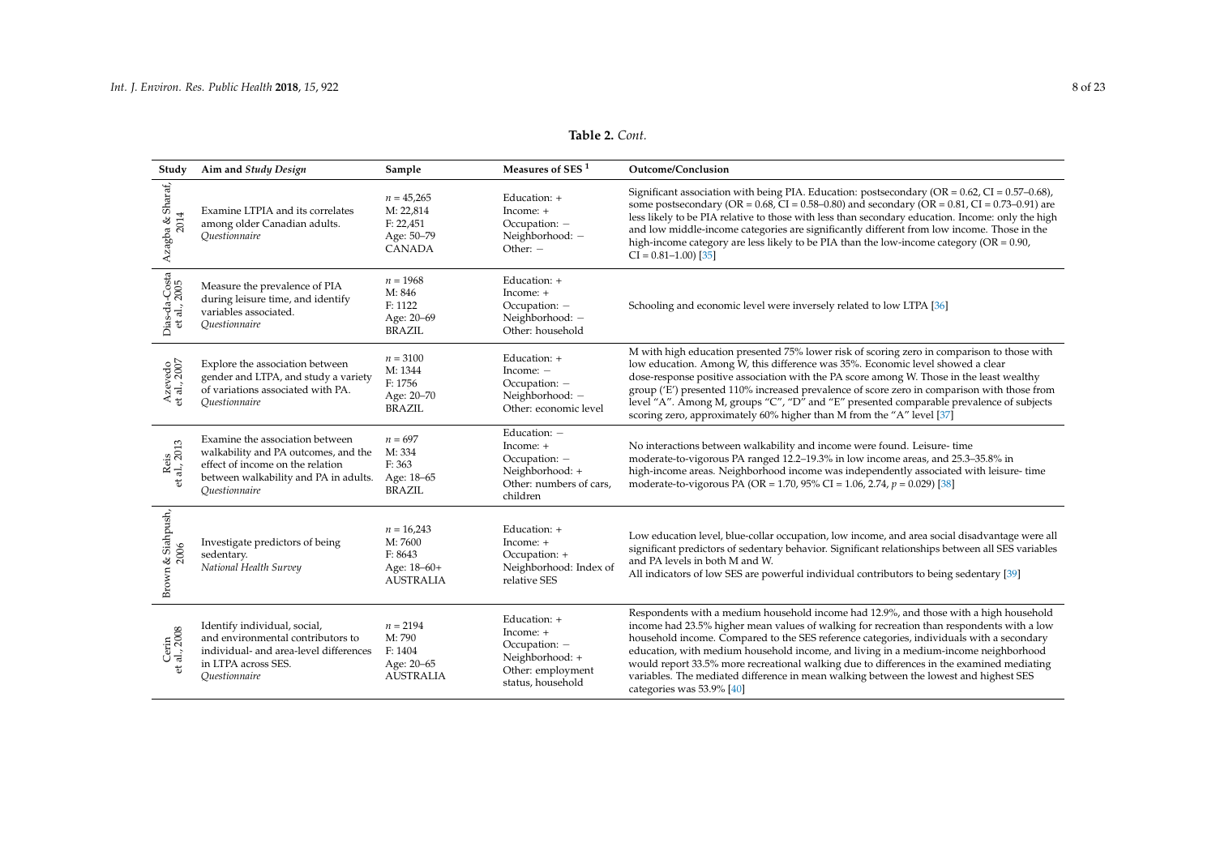**Table 2.** *Cont.*

| Study | Aim and *Study Design* | Sample | Measures of SES [1] | Outcome/Conclusion |
|---|---|---|---|---|
| Azagba & Sharaf, 2014 | Examine LTPIA and its correlates among older Canadian adults. *Questionnaire* | $n$ = 45,265<br>M: 22,814<br>F: 22,451<br>Age: 50–79<br>CANADA | Education: +<br>Income: +<br>Occupation: −<br>Neighborhood: −<br>Other: − | Significant association with being PIA. Education: postsecondary (OR = 0.62, CI = 0.57–0.68), some postsecondary (OR = 0.68, CI = 0.58–0.80) and secondary (OR = 0.81, CI = 0.73–0.91) are less likely to be PIA relative to those with less than secondary education. Income: only the high and low middle-income categories are significantly different from low income. Those in the high-income category are less likely to be PIA than the low-income category (OR = 0.90, CI = 0.81–1.00) [35] |
| Dias-da-Costa et al., 2005 | Measure the prevalence of PIA during leisure time, and identify variables associated. *Questionnaire* | $n$ = 1968<br>M: 846<br>F: 1122<br>Age: 20–69<br>BRAZIL | Education: +<br>Income: +<br>Occupation: −<br>Neighborhood: −<br>Other: household | Schooling and economic level were inversely related to low LTPA [36] |
| Azevedo et al., 2007 | Explore the association between gender and LTPA, and study a variety of variations associated with PA. *Questionnaire* | $n$ = 3100<br>M: 1344<br>F: 1756<br>Age: 20–70<br>BRAZIL | Education: +<br>Income: −<br>Occupation: −<br>Neighborhood: −<br>Other: economic level | M with high education presented 75% lower risk of scoring zero in comparison to those with low education. Among W, this difference was 35%. Economic level showed a clear dose-response positive association with the PA score among W. Those in the least wealthy group ('E') presented 110% increased prevalence of score zero in comparison with those from level "A". Among M, groups "C", "D" and "E" presented comparable prevalence of subjects scoring zero, approximately 60% higher than M from the "A" level [37] |
| Reis et al., 2013 | Examine the association between walkability and PA outcomes, and the effect of income on the relation between walkability and PA in adults. *Questionnaire* | $n$ = 697<br>M: 334<br>F: 363<br>Age: 18–65<br>BRAZIL | Education: −<br>Income: +<br>Occupation: −<br>Neighborhood: +<br>Other: numbers of cars, children | No interactions between walkability and income were found. Leisure- time moderate-to-vigorous PA ranged 12.2–19.3% in low income areas, and 25.3–35.8% in high-income areas. Neighborhood income was independently associated with leisure- time moderate-to-vigorous PA (OR = 1.70, 95% CI = 1.06, 2.74, $p$ = 0.029) [38] |
| Brown & Siahpush, 2006 | Investigate predictors of being sedentary. *National Health Survey* | $n$ = 16,243<br>M: 7600<br>F: 8643<br>Age: 18–60+<br>AUSTRALIA | Education: +<br>Income: +<br>Occupation: +<br>Neighborhood: Index of relative SES | Low education level, blue-collar occupation, low income, and area social disadvantage were all significant predictors of sedentary behavior. Significant relationships between all SES variables and PA levels in both M and W.<br>All indicators of low SES are powerful individual contributors to being sedentary [39] |
| Cerin et al., 2008 | Identify individual, social, and environmental contributors to individual- and area-level differences in LTPA across SES. *Questionnaire* | $n$ = 2194<br>M: 790<br>F: 1404<br>Age: 20–65<br>AUSTRALIA | Education: +<br>Income: +<br>Occupation: −<br>Neighborhood: +<br>Other: employment status, household | Respondents with a medium household income had 12.9%, and those with a high household income had 23.5% higher mean values of walking for recreation than respondents with a low household income. Compared to the SES reference categories, individuals with a secondary education, with medium household income, and living in a medium-income neighborhood would report 33.5% more recreational walking due to differences in the examined mediating variables. The mediated difference in mean walking between the lowest and highest SES categories was 53.9% [40] |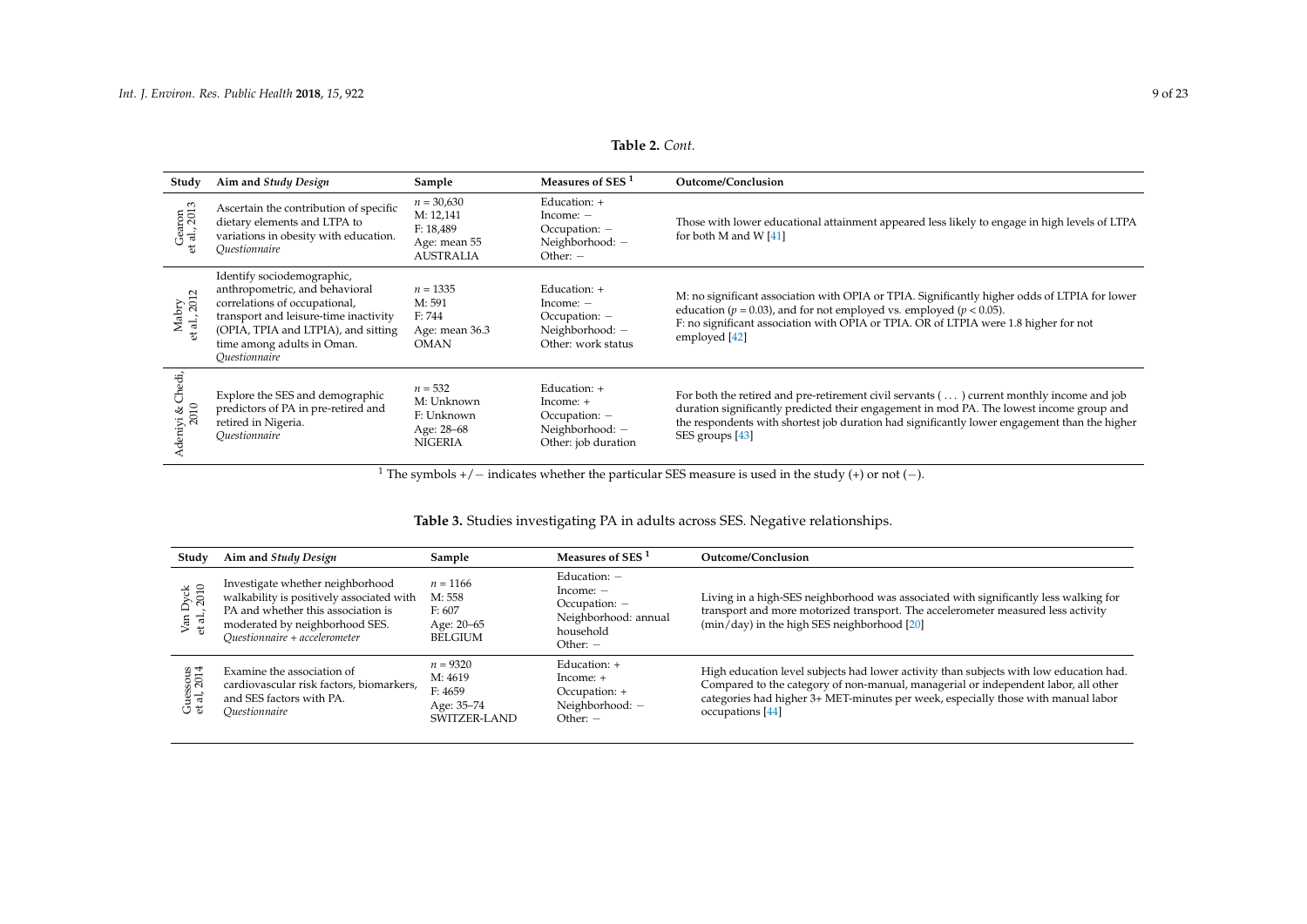**Table 2.** *Cont.*

| Study | Aim and *Study Design* | Sample | Measures of SES [1] | Outcome/Conclusion |
|---|---|---|---|---|
| Gearon et al., 2013 | Ascertain the contribution of specific dietary elements and LTPA to variations in obesity with education. *Questionnaire* | $n$ = 30,630<br>M: 12,141<br>F: 18,489<br>Age: mean 55<br>AUSTRALIA | Education: +<br>Income: −<br>Occupation: −<br>Neighborhood: −<br>Other: − | Those with lower educational attainment appeared less likely to engage in high levels of LTPA for both M and W [41] |
| Mabry et al., 2012 | Identify sociodemographic, anthropometric, and behavioral correlations of occupational, transport and leisure-time inactivity (OPIA, TPIA and LTPIA), and sitting time among adults in Oman. *Questionnaire* | $n$ = 1335<br>M: 591<br>F: 744<br>Age: mean 36.3<br>OMAN | Education: +<br>Income: −<br>Occupation: −<br>Neighborhood: −<br>Other: work status | M: no significant association with OPIA or TPIA. Significantly higher odds of LTPIA for lower education ($p$ = 0.03), and for not employed vs. employed ($p < 0.05$).<br>F: no significant association with OPIA or TPIA. OR of LTPIA were 1.8 higher for not employed [42] |
| Adeniyi & Chedi, 2010 | Explore the SES and demographic predictors of PA in pre-retired and retired in Nigeria. *Questionnaire* | $n$ = 532<br>M: Unknown<br>F: Unknown<br>Age: 28–68<br>NIGERIA | Education: +<br>Income: +<br>Occupation: −<br>Neighborhood: −<br>Other: job duration | For both the retired and pre-retirement civil servants ( ... ) current monthly income and job duration significantly predicted their engagement in mod PA. The lowest income group and the respondents with shortest job duration had significantly lower engagement than the higher SES groups [43] |

[1] The symbols +/− indicates whether the particular SES measure is used in the study (+) or not (−).

**Table 3.** Studies investigating PA in adults across SES. Negative relationships.

| Study | Aim and *Study Design* | Sample | Measures of SES [1] | Outcome/Conclusion |
|---|---|---|---|---|
| Van Dyck et al., 2010 | Investigate whether neighborhood walkability is positively associated with PA and whether this association is moderated by neighborhood SES. *Questionnaire + accelerometer* | $n$ = 1166<br>M: 558<br>F: 607<br>Age: 20–65<br>BELGIUM | Education: −<br>Income: −<br>Occupation: −<br>Neighborhood: annual household<br>Other: − | Living in a high-SES neighborhood was associated with significantly less walking for transport and more motorized transport. The accelerometer measured less activity (min/day) in the high SES neighborhood [20] |
| Guessous et al, 2014 | Examine the association of cardiovascular risk factors, biomarkers, and SES factors with PA. *Questionnaire* | $n$ = 9320<br>M: 4619<br>F: 4659<br>Age: 35–74<br>SWITZER-LAND | Education: +<br>Income: +<br>Occupation: +<br>Neighborhood: −<br>Other: − | High education level subjects had lower activity than subjects with low education had. Compared to the category of non-manual, managerial or independent labor, all other categories had higher 3+ MET-minutes per week, especially those with manual labor occupations [44] |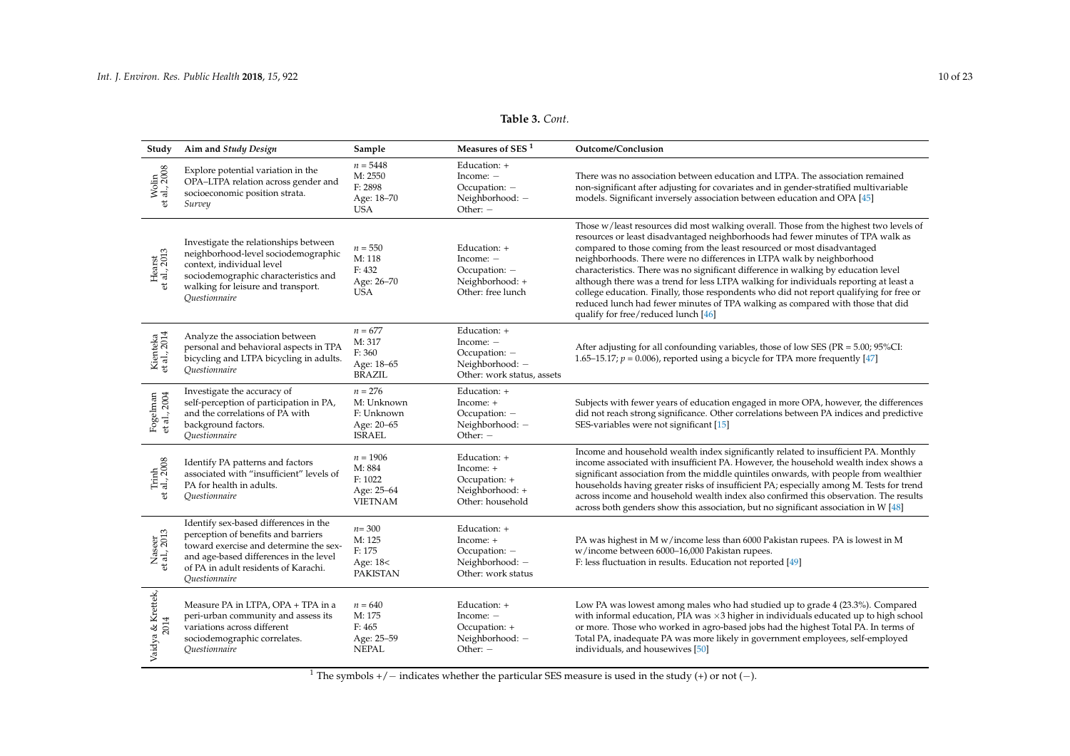**Table 3.** *Cont.*

| Study | Aim and *Study Design* | Sample | Measures of SES [1] | Outcome/Conclusion |
|---|---|---|---|---|
| Wolin et al., 2008 | Explore potential variation in the OPA–LTPA relation across gender and socioeconomic position strata. *Survey* | $n$ = 5448<br>M: 2550<br>F: 2898<br>Age: 18–70<br>USA | Education: +<br>Income: −<br>Occupation: −<br>Neighborhood: −<br>Other: − | There was no association between education and LTPA. The association remained non-significant after adjusting for covariates and in gender-stratified multivariable models. Significant inversely association between education and OPA [45] |
| Hearst et al., 2013 | Investigate the relationships between neighborhood-level sociodemographic context, individual level sociodemographic characteristics and walking for leisure and transport. *Questionnaire* | $n$ = 550<br>M: 118<br>F: 432<br>Age: 26–70<br>USA | Education: +<br>Income: −<br>Occupation: −<br>Neighborhood: +<br>Other: free lunch | Those w/least resources did most walking overall. Those from the highest two levels of resources or least disadvantaged neighborhoods had fewer minutes of TPA walk as compared to those coming from the least resourced or most disadvantaged neighborhoods. There were no differences in LTPA walk by neighborhood characteristics. There was no significant difference in walking by education level although there was a trend for less LTPA walking for individuals reporting at least a college education. Finally, those respondents who did not report qualifying for free or reduced lunch had fewer minutes of TPA walking as compared with those that did qualify for free/reduced lunch [46] |
| Kienteka et al., 2014 | Analyze the association between personal and behavioral aspects in TPA bicycling and LTPA bicycling in adults. *Questionnaire* | $n$ = 677<br>M: 317<br>F: 360<br>Age: 18–65<br>BRAZIL | Education: +<br>Income: −<br>Occupation: −<br>Neighborhood: −<br>Other: work status, assets | After adjusting for all confounding variables, those of low SES (PR = 5.00; 95%CI: 1.65–15.17; $p$ = 0.006), reported using a bicycle for TPA more frequently [47] |
| Fogelman et al., 2004 | Investigate the accuracy of self-perception of participation in PA, and the correlations of PA with background factors. *Questionnaire* | $n$ = 276<br>M: Unknown<br>F: Unknown<br>Age: 20–65<br>ISRAEL | Education: +<br>Income: +<br>Occupation: −<br>Neighborhood: −<br>Other: − | Subjects with fewer years of education engaged in more OPA, however, the differences did not reach strong significance. Other correlations between PA indices and predictive SES-variables were not significant [15] |
| Trinh et al., 2008 | Identify PA patterns and factors associated with "insufficient" levels of PA for health in adults. *Questionnaire* | $n$ = 1906<br>M: 884<br>F: 1022<br>Age: 25–64<br>VIETNAM | Education: +<br>Income: +<br>Occupation: +<br>Neighborhood: +<br>Other: household | Income and household wealth index significantly related to insufficient PA. Monthly income associated with insufficient PA. However, the household wealth index shows a significant association from the middle quintiles onwards, with people from wealthier households having greater risks of insufficient PA; especially among M. Tests for trend across income and household wealth index also confirmed this observation. The results across both genders show this association, but no significant association in W [48] |
| Naseer et al., 2013 | Identify sex-based differences in the perception of benefits and barriers toward exercise and determine the sex- and age-based differences in the level of PA in adult residents of Karachi. *Questionnaire* | $n$= 300<br>M: 125<br>F: 175<br>Age: 18<<br>PAKISTAN | Education: +<br>Income: +<br>Occupation: −<br>Neighborhood: −<br>Other: work status | PA was highest in M w/income less than 6000 Pakistan rupees. PA is lowest in M w/income between 6000–16,000 Pakistan rupees.<br>F: less fluctuation in results. Education not reported [49] |
| Vaidya & Krettek, 2014 | Measure PA in LTPA, OPA + TPA in a peri-urban community and assess its variations across different sociodemographic correlates. *Questionnaire* | $n$ = 640<br>M: 175<br>F: 465<br>Age: 25–59<br>NEPAL | Education: +<br>Income: −<br>Occupation: +<br>Neighborhood: −<br>Other: − | Low PA was lowest among males who had studied up to grade 4 (23.3%). Compared with informal education, PIA was ×3 higher in individuals educated up to high school or more. Those who worked in agro-based jobs had the highest Total PA. In terms of Total PA, inadequate PA was more likely in government employees, self-employed individuals, and housewives [50] |

[1] The symbols +/− indicates whether the particular SES measure is used in the study (+) or not (−).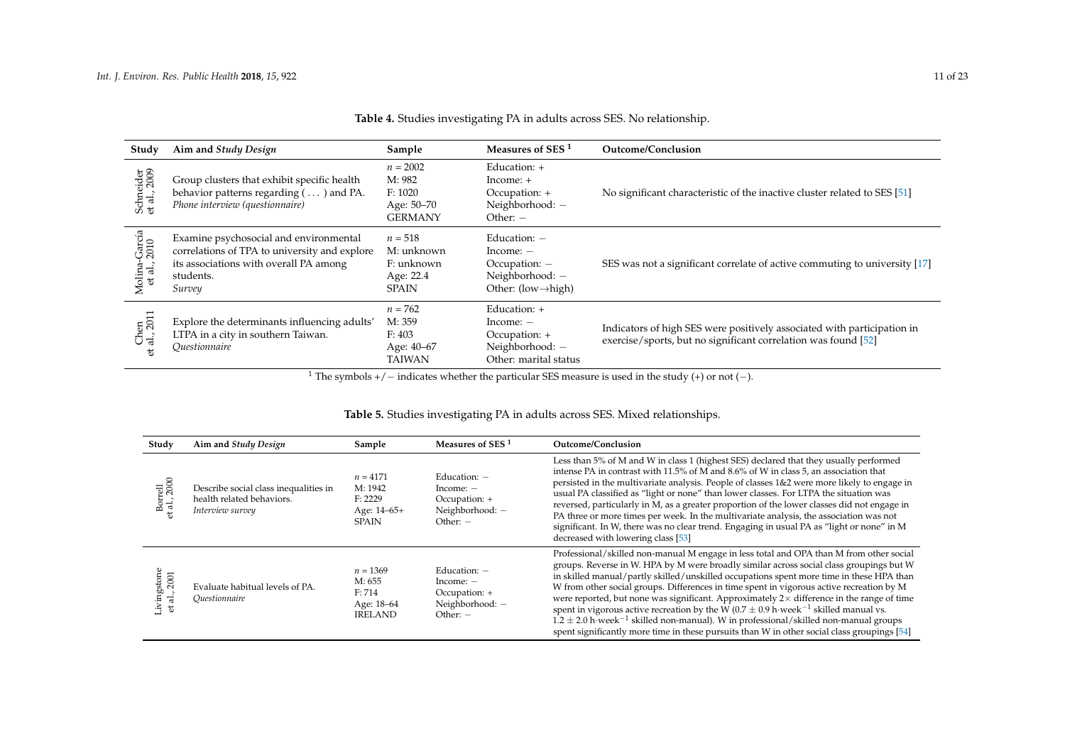**Table 4.** Studies investigating PA in adults across SES. No relationship.

| Study | Aim and *Study Design* | Sample | Measures of SES [1] | Outcome/Conclusion |
|---|---|---|---|---|
| Schneider et al., 2009 | Group clusters that exhibit specific health behavior patterns regarding ( … ) and PA. *Phone interview (questionnaire)* | $n$ = 2002<br>M: 982<br>F: 1020<br>Age: 50–70<br>GERMANY | Education: +<br>Income: +<br>Occupation: +<br>Neighborhood: −<br>Other: − | No significant characteristic of the inactive cluster related to SES [51] |
| Molina-García et al., 2010 | Examine psychosocial and environmental correlations of TPA to university and explore its associations with overall PA among students. *Survey* | $n$ = 518<br>M: unknown<br>F: unknown<br>Age: 22.4<br>SPAIN | Education: −<br>Income: −<br>Occupation: −<br>Neighborhood: −<br>Other: (low→high) | SES was not a significant correlate of active commuting to university [17] |
| Chen et al., 2011 | Explore the determinants influencing adults' LTPA in a city in southern Taiwan. *Questionnaire* | $n$ = 762<br>M: 359<br>F: 403<br>Age: 40–67<br>TAIWAN | Education: +<br>Income: −<br>Occupation: +<br>Neighborhood: −<br>Other: marital status | Indicators of high SES were positively associated with participation in exercise/sports, but no significant correlation was found [52] |

[1] The symbols +/− indicates whether the particular SES measure is used in the study (+) or not (−).

**Table 5.** Studies investigating PA in adults across SES. Mixed relationships.

| Study | Aim and *Study Design* | Sample | Measures of SES [1] | Outcome/Conclusion |
|---|---|---|---|---|
| Borrell et al., 2000 | Describe social class inequalities in health related behaviors. *Interview survey* | $n$ = 4171<br>M: 1942<br>F: 2229<br>Age: 14–65+<br>SPAIN | Education: −<br>Income: −<br>Occupation: +<br>Neighborhood: −<br>Other: − | Less than 5% of M and W in class 1 (highest SES) declared that they usually performed intense PA in contrast with 11.5% of M and 8.6% of W in class 5, an association that persisted in the multivariate analysis. People of classes 1&2 were more likely to engage in usual PA classified as "light or none" than lower classes. For LTPA the situation was reversed, particularly in M, as a greater proportion of the lower classes did not engage in PA three or more times per week. In the multivariate analysis, the association was not significant. In W, there was no clear trend. Engaging in usual PA as "light or none" in M decreased with lowering class [53] |
| Livingstone et al., 2001 | Evaluate habitual levels of PA. *Questionnaire* | $n$ = 1369<br>M: 655<br>F: 714<br>Age: 18–64<br>IRELAND | Education: −<br>Income: −<br>Occupation: +<br>Neighborhood: −<br>Other: − | Professional/skilled non-manual M engage in less total and OPA than M from other social groups. Reverse in W. HPA by M were broadly similar across social class groupings but W in skilled manual/partly skilled/unskilled occupations spent more time in these HPA than W from other social groups. Differences in time spent in vigorous active recreation by M were reported, but none was significant. Approximately 2× difference in the range of time spent in vigorous active recreation by the W ($0.7 \pm 0.9$ h·week$^{-1}$ skilled manual vs. $1.2 \pm 2.0$ h·week$^{-1}$ skilled non-manual). W in professional/skilled non-manual groups spent significantly more time in these pursuits than W in other social class groupings [54] |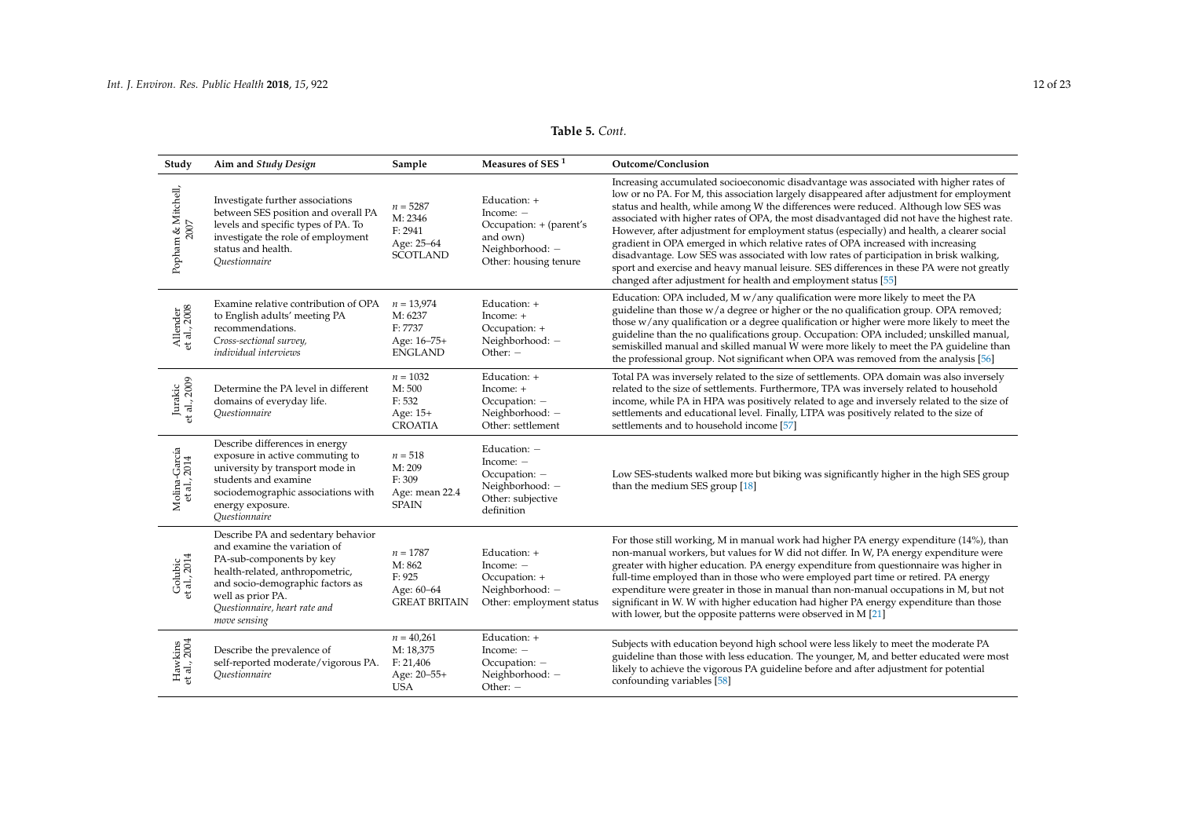**Table 5.** *Cont.*

| Study | Aim and *Study Design* | Sample | Measures of SES [1] | Outcome/Conclusion |
|---|---|---|---|---|
| Popham & Mitchell, 2007 | Investigate further associations between SES position and overall PA levels and specific types of PA. To investigate the role of employment status and health. *Questionnaire* | $n = 5287$ M: 2346 F: 2941 Age: 25–64 SCOTLAND | Education: + Income: − Occupation: + (parent's and own) Neighborhood: − Other: housing tenure | Increasing accumulated socioeconomic disadvantage was associated with higher rates of low or no PA. For M, this association largely disappeared after adjustment for employment status and health, while among W the differences were reduced. Although low SES was associated with higher rates of OPA, the most disadvantaged did not have the highest rate. However, after adjustment for employment status (especially) and health, a clearer social gradient in OPA emerged in which relative rates of OPA increased with increasing disadvantage. Low SES was associated with low rates of participation in brisk walking, sport and exercise and heavy manual leisure. SES differences in these PA were not greatly changed after adjustment for health and employment status [55] |
| Allender et al., 2008 | Examine relative contribution of OPA to English adults' meeting PA recommendations. *Cross-sectional survey, individual interviews* | $n = 13{,}974$ M: 6237 F: 7737 Age: 16–75+ ENGLAND | Education: + Income: + Occupation: + Neighborhood: − Other: − | Education: OPA included, M w/any qualification were more likely to meet the PA guideline than those w/a degree or higher or the no qualification group. OPA removed; those w/any qualification or a degree qualification or higher were more likely to meet the guideline than the no qualifications group. Occupation: OPA included; unskilled manual, semiskilled manual and skilled manual W were more likely to meet the PA guideline than the professional group. Not significant when OPA was removed from the analysis [56] |
| Jurakic et al., 2009 | Determine the PA level in different domains of everyday life. *Questionnaire* | $n = 1032$ M: 500 F: 532 Age: 15+ CROATIA | Education: + Income: + Occupation: − Neighborhood: − Other: settlement | Total PA was inversely related to the size of settlements. OPA domain was also inversely related to the size of settlements. Furthermore, TPA was inversely related to household income, while PA in HPA was positively related to age and inversely related to the size of settlements and educational level. Finally, LTPA was positively related to the size of settlements and to household income [57] |
| Molina-García et al., 2014 | Describe differences in energy exposure in active commuting to university by transport mode in students and examine sociodemographic associations with energy exposure. *Questionnaire* | $n = 518$ M: 209 F: 309 Age: mean 22.4 SPAIN | Education: − Income: − Occupation: − Neighborhood: − Other: subjective definition | Low SES-students walked more but biking was significantly higher in the high SES group than the medium SES group [18] |
| Golubic et al., 2014 | Describe PA and sedentary behavior and examine the variation of PA-sub-components by key health-related, anthropometric, and socio-demographic factors as well as prior PA. *Questionnaire, heart rate and move sensing* | $n = 1787$ M: 862 F: 925 Age: 60–64 GREAT BRITAIN | Education: + Income: − Occupation: + Neighborhood: − Other: employment status | For those still working, M in manual work had higher PA energy expenditure (14%), than non-manual workers, but values for W did not differ. In W, PA energy expenditure were greater with higher education. PA energy expenditure from questionnaire was higher in full-time employed than in those who were employed part time or retired. PA energy expenditure were greater in those in manual than non-manual occupations in M, but not significant in W. W with higher education had higher PA energy expenditure than those with lower, but the opposite patterns were observed in M [21] |
| Hawkins et al., 2004 | Describe the prevalence of self-reported moderate/vigorous PA. *Questionnaire* | $n = 40{,}261$ M: 18,375 F: 21,406 Age: 20–55+ USA | Education: + Income: − Occupation: − Neighborhood: − Other: − | Subjects with education beyond high school were less likely to meet the moderate PA guideline than those with less education. The younger, M, and better educated were most likely to achieve the vigorous PA guideline before and after adjustment for potential confounding variables [58] |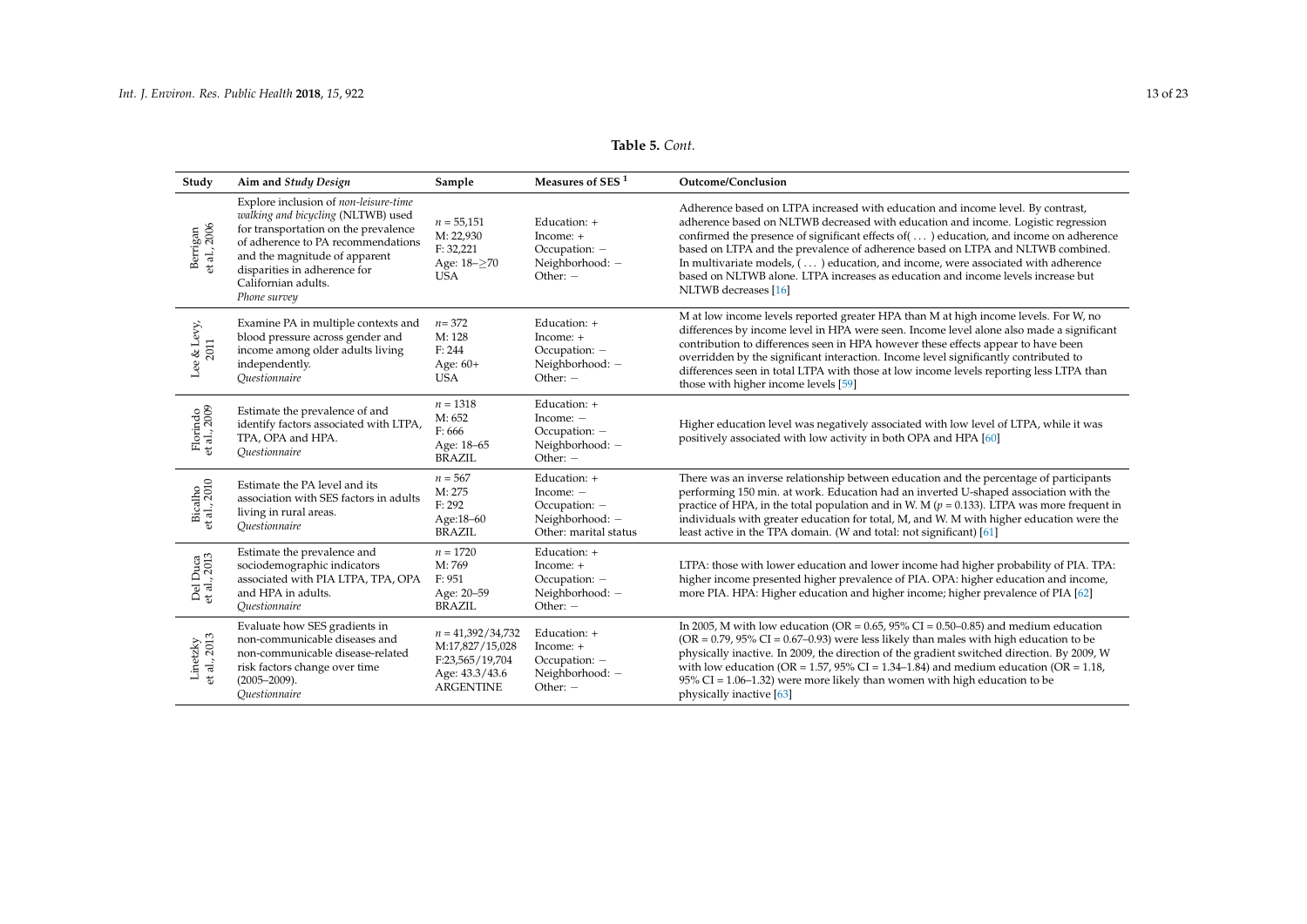**Table 5.** *Cont.*

| Study | Aim and *Study Design* | Sample | Measures of SES [1] | Outcome/Conclusion |
| --- | --- | --- | --- | --- |
| Berrigan et al., 2006 | Explore inclusion of *non-leisure-time walking and bicycling* (NLTWB) used for transportation on the prevalence of adherence to PA recommendations and the magnitude of apparent disparities in adherence for Californian adults. *Phone survey* | $n$ = 55,151 M: 22,930 F: 32,221 Age: 18–≥70 USA | Education: + Income: + Occupation: − Neighborhood: − Other: − | Adherence based on LTPA increased with education and income level. By contrast, adherence based on NLTWB decreased with education and income. Logistic regression confirmed the presence of significant effects of( … ) education, and income on adherence based on LTPA and the prevalence of adherence based on LTPA and NLTWB combined. In multivariate models, ( … ) education, and income, were associated with adherence based on NLTWB alone. LTPA increases as education and income levels increase but NLTWB decreases [16] |
| Lee & Levy, 2011 | Examine PA in multiple contexts and blood pressure across gender and income among older adults living independently. *Questionnaire* | $n$= 372 M: 128 F: 244 Age: 60+ USA | Education: + Income: + Occupation: − Neighborhood: − Other: − | M at low income levels reported greater HPA than M at high income levels. For W, no differences by income level in HPA were seen. Income level alone also made a significant contribution to differences seen in HPA however these effects appear to have been overridden by the significant interaction. Income level significantly contributed to differences seen in total LTPA with those at low income levels reporting less LTPA than those with higher income levels [59] |
| Florindo et al., 2009 | Estimate the prevalence of and identify factors associated with LTPA, TPA, OPA and HPA. *Questionnaire* | $n$ = 1318 M: 652 F: 666 Age: 18–65 BRAZIL | Education: + Income: − Occupation: − Neighborhood: − Other: − | Higher education level was negatively associated with low level of LTPA, while it was positively associated with low activity in both OPA and HPA [60] |
| Bicalho et al., 2010 | Estimate the PA level and its association with SES factors in adults living in rural areas. *Questionnaire* | $n$ = 567 M: 275 F: 292 Age:18–60 BRAZIL | Education: + Income: − Occupation: − Neighborhood: − Other: marital status | There was an inverse relationship between education and the percentage of participants performing 150 min. at work. Education had an inverted U-shaped association with the practice of HPA, in the total population and in W. M ($p$ = 0.133). LTPA was more frequent in individuals with greater education for total, M, and W. M with higher education were the least active in the TPA domain. (W and total: not significant) [61] |
| Del Duca et al., 2013 | Estimate the prevalence and sociodemographic indicators associated with PIA LTPA, TPA, OPA and HPA in adults. *Questionnaire* | $n$ = 1720 M: 769 F: 951 Age: 20–59 BRAZIL | Education: + Income: + Occupation: − Neighborhood: − Other: − | LTPA: those with lower education and lower income had higher probability of PIA. TPA: higher income presented higher prevalence of PIA. OPA: higher education and income, more PIA. HPA: Higher education and higher income; higher prevalence of PIA [62] |
| Linetzky et al., 2013 | Evaluate how SES gradients in non-communicable diseases and non-communicable disease-related risk factors change over time (2005–2009). *Questionnaire* | $n$ = 41,392/34,732 M:17,827/15,028 F:23,565/19,704 Age: 43.3/43.6 ARGENTINE | Education: + Income: + Occupation: − Neighborhood: − Other: − | In 2005, M with low education (OR = 0.65, 95% CI = 0.50–0.85) and medium education (OR = 0.79, 95% CI = 0.67–0.93) were less likely than males with high education to be physically inactive. In 2009, the direction of the gradient switched direction. By 2009, W with low education (OR = 1.57, 95% CI = 1.34–1.84) and medium education (OR = 1.18, 95% CI = 1.06–1.32) were more likely than women with high education to be physically inactive [63] |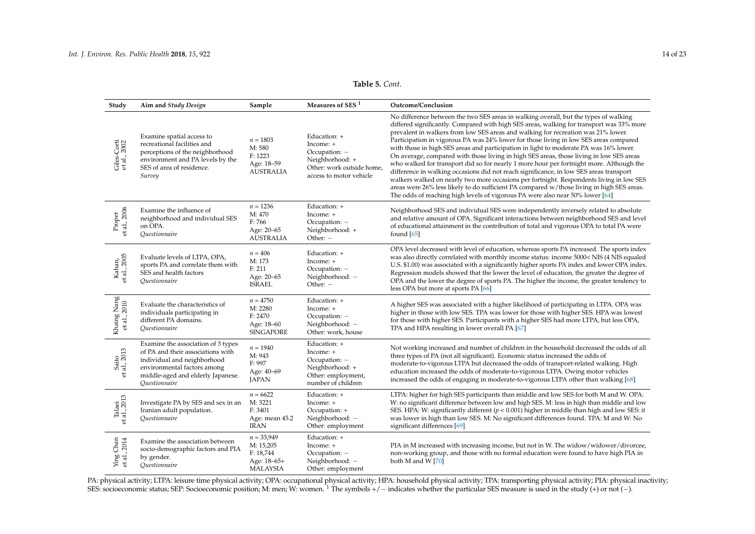**Table 5.** *Cont.*

| Study | Aim and *Study Design* | Sample | Measures of SES [1] | Outcome/Conclusion |
|---|---|---|---|---|
| Giles-Corti et al., 2002 | Examine spatial access to recreational facilities and perceptions of the neighborhood environment and PA levels by the SES of area of residence. *Survey* | $n$ = 1803 M: 580 F: 1223 Age: 18–59 AUSTRALIA | Education: + Income: + Occupation: − Neighborhood: + Other: work outside home, access to motor vehicle | No difference between the two SES areas in walking overall, but the types of walking differed significantly. Compared with high SES areas, walking for transport was 33% more prevalent in walkers from low SES areas and walking for recreation was 21% lower. Participation in vigorous PA was 24% lower for those living in low SES areas compared with those in high SES areas and participation in light to moderate PA was 16% lower. On average, compared with those living in high SES areas, those living in low SES areas who walked for transport did so for nearly 1 more hour per fortnight more. Although the difference in walking occasions did not reach significance, in low SES areas transport walkers walked on nearly two more occasions per fortnight. Respondents living in low SES areas were 26% less likely to do sufficient PA compared w/those living in high SES areas. The odds of reaching high levels of vigorous PA were also near 50% lower [64] |
| Proper et al., 2006 | Examine the influence of neighborhood and individual SES on OPA. *Questionnaire* | $n$ = 1236 M: 470 F: 766 Age: 20–65 AUSTRALIA | Education: + Income: + Occupation: − Neighborhood: + Other: − | Neighborhood SES and individual SES were independently inversely related to absolute and relative amount of OPA. Significant interactions between neighborhood SES and level of educational attainment in the contribution of total and vigorous OPA to total PA were found [65] |
| Kahan, et al., 2005 | Evaluate levels of LTPA, OPA, sports PA and correlate them with SES and health factors *Questionnaire* | $n$ = 406 M: 173 F: 211 Age: 20–65 ISRAEL | Education: + Income: + Occupation: − Neighborhood: − Other: − | OPA level decreased with level of education, whereas sports PA increased. The sports index was also directly correlated with monthly income status: income 5000< NIS (4 NIS equaled U.S. $1.00) was associated with a significantly higher sports PA index and lower OPA index. Regression models showed that the lower the level of education, the greater the degree of OPA and the lower the degree of sports PA. The higher the income, the greater tendency to less OPA but more at sports PA [66] |
| Khaing Nang et al., 2010 | Evaluate the characteristics of individuals participating in different PA domains. *Questionnaire* | $n$ = 4750 M: 2280 F: 2470 Age: 18–60 SINGAPORE | Education: + Income: + Occupation: − Neighborhood: − Other: work, house | A higher SES was associated with a higher likelihood of participating in LTPA. OPA was higher in those with low SES. TPA was lower for those with higher SES. HPA was lowest for those with higher SES. Participants with a higher SES had more LTPA, but less OPA, TPA and HPA resulting in lower overall PA [67] |
| Saito et al., 2013 | Examine the association of 3 types of PA and their associations with individual and neighborhood environmental factors among middle-aged and elderly Japanese. *Questionnaire* | $n$ = 1940 M: 943 F: 997 Age: 40–69 JAPAN | Education: + Income: + Occupation: − Neighborhood: + Other: employment, number of children | Not working increased and number of children in the household decreased the odds of all three types of PA (not all significant). Economic status increased the odds of moderate-to-vigorous LTPA but decreased the odds of transport-related walking. High education increased the odds of moderate-to-vigorous LTPA. Owing motor vehicles increased the odds of engaging in moderate-to-vigorous LTPA other than walking [68] |
| Talaei et al., 2013 | Investigate PA by SES and sex in an Iranian adult population. *Questionnaire* | $n$ = 6622 M: 3221 F: 3401 Age: mean 45.2 IRAN | Education: + Income: + Occupation: + Neighborhood: − Other: employment | LTPA: higher for high SES participants than middle and low SES for both M and W. OPA: W: no significant difference between low and high SES. M: less in high than middle and low SES. HPA: W: significantly different ($p < 0.001$) higher in middle than high and low SES: it was lower in high than low SES. M: No significant differences found. TPA: M and W: No significant differences [69] |
| Ying Chan et al., 2014 | Examine the association between socio-demographic factors and PIA by gender. *Questionnaire* | $n$ = 33,949 M: 15,205 F: 18,744 Age: 18–65+ MALAYSIA | Education: + Income: + Occupation: − Neighborhood: − Other: employment | PIA in M increased with increasing income, but not in W. The widow/widower/divorcee, non-working group, and those with no formal education were found to have high PIA in both M and W [70] |

PA: physical activity; LTPA: leisure time physical activity; OPA: occupational physical activity; HPA: household physical activity; TPA: transporting physical activity; PIA: physical inactivity; SES: socioeconomic status; SEP: Socioeconomic position; M: men; W: women. [1] The symbols +/− indicates whether the particular SES measure is used in the study (+) or not (−).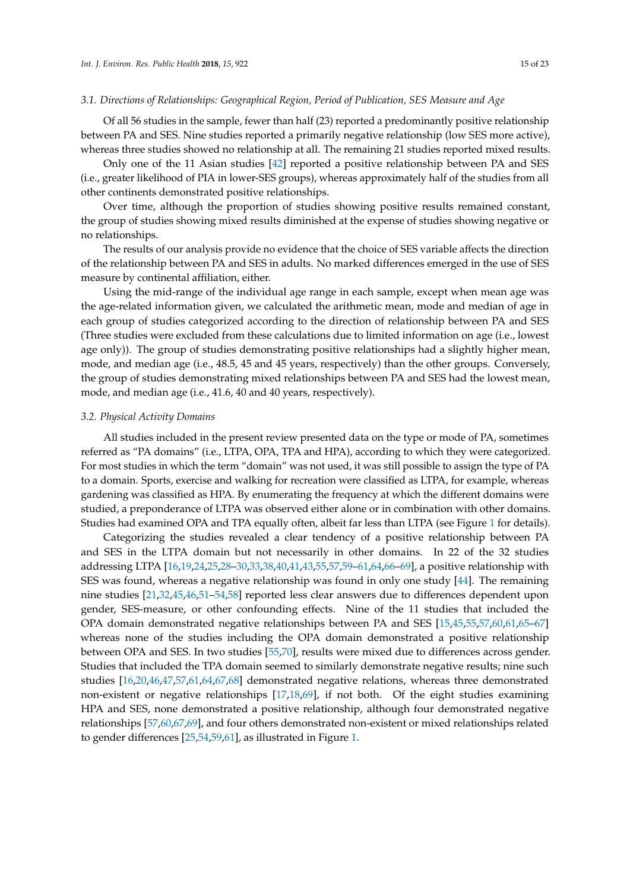### 3.1. Directions of Relationships: Geographical Region, Period of Publication, SES Measure and Age

Of all 56 studies in the sample, fewer than half (23) reported a predominantly positive relationship between PA and SES. Nine studies reported a primarily negative relationship (low SES more active), whereas three studies showed no relationship at all. The remaining 21 studies reported mixed results.

Only one of the 11 Asian studies [42] reported a positive relationship between PA and SES (i.e., greater likelihood of PIA in lower-SES groups), whereas approximately half of the studies from all other continents demonstrated positive relationships.

Over time, although the proportion of studies showing positive results remained constant, the group of studies showing mixed results diminished at the expense of studies showing negative or no relationships.

The results of our analysis provide no evidence that the choice of SES variable affects the direction of the relationship between PA and SES in adults. No marked differences emerged in the use of SES measure by continental affiliation, either.

Using the mid-range of the individual age range in each sample, except when mean age was the age-related information given, we calculated the arithmetic mean, mode and median of age in each group of studies categorized according to the direction of relationship between PA and SES (Three studies were excluded from these calculations due to limited information on age (i.e., lowest age only)). The group of studies demonstrating positive relationships had a slightly higher mean, mode, and median age (i.e., 48.5, 45 and 45 years, respectively) than the other groups. Conversely, the group of studies demonstrating mixed relationships between PA and SES had the lowest mean, mode, and median age (i.e., 41.6, 40 and 40 years, respectively).

### 3.2. Physical Activity Domains

All studies included in the present review presented data on the type or mode of PA, sometimes referred as "PA domains" (i.e., LTPA, OPA, TPA and HPA), according to which they were categorized. For most studies in which the term "domain" was not used, it was still possible to assign the type of PA to a domain. Sports, exercise and walking for recreation were classified as LTPA, for example, whereas gardening was classified as HPA. By enumerating the frequency at which the different domains were studied, a preponderance of LTPA was observed either alone or in combination with other domains. Studies had examined OPA and TPA equally often, albeit far less than LTPA (see Figure 1 for details).

Categorizing the studies revealed a clear tendency of a positive relationship between PA and SES in the LTPA domain but not necessarily in other domains. In 22 of the 32 studies addressing LTPA [16,19,24,25,28–30,33,38,40,41,43,55,57,59–61,64,66–69], a positive relationship with SES was found, whereas a negative relationship was found in only one study [44]. The remaining nine studies [21,32,45,46,51–54,58] reported less clear answers due to differences dependent upon gender, SES-measure, or other confounding effects. Nine of the 11 studies that included the OPA domain demonstrated negative relationships between PA and SES [15,45,55,57,60,61,65–67] whereas none of the studies including the OPA domain demonstrated a positive relationship between OPA and SES. In two studies [55,70], results were mixed due to differences across gender. Studies that included the TPA domain seemed to similarly demonstrate negative results; nine such studies [16,20,46,47,57,61,64,67,68] demonstrated negative relations, whereas three demonstrated non-existent or negative relationships [17,18,69], if not both. Of the eight studies examining HPA and SES, none demonstrated a positive relationship, although four demonstrated negative relationships [57,60,67,69], and four others demonstrated non-existent or mixed relationships related to gender differences [25,54,59,61], as illustrated in Figure 1.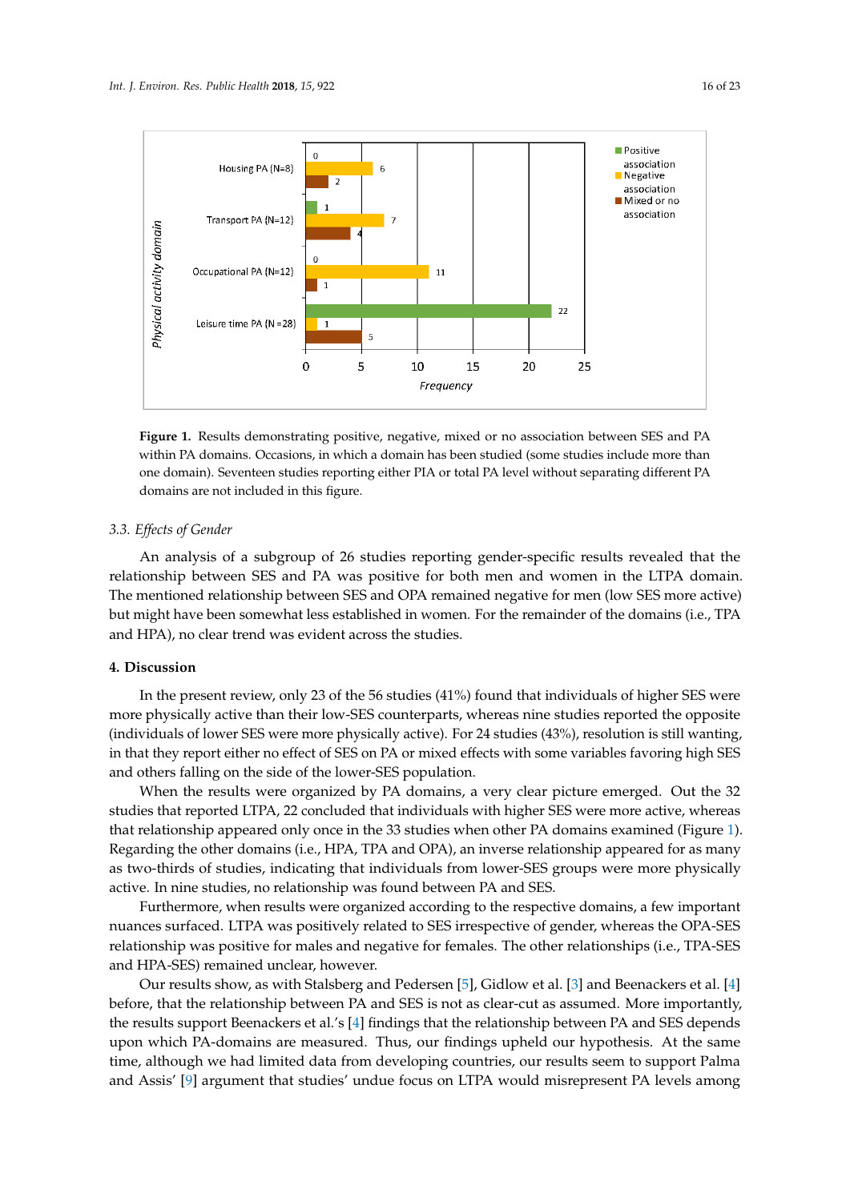**Figure 1.** Results demonstrating positive, negative, mixed or no association between SES and PA within PA domains. Occasions, in which a domain has been studied (some studies include more than one domain). Seventeen studies reporting either PIA or total PA level without separating different PA domains are not included in this figure.

### 3.3. Effects of Gender

An analysis of a subgroup of 26 studies reporting gender-specific results revealed that the relationship between SES and PA was positive for both men and women in the LTPA domain. The mentioned relationship between SES and OPA remained negative for men (low SES more active) but might have been somewhat less established in women. For the remainder of the domains (i.e., TPA and HPA), no clear trend was evident across the studies.

## 4. Discussion

In the present review, only 23 of the 56 studies (41%) found that individuals of higher SES were more physically active than their low-SES counterparts, whereas nine studies reported the opposite (individuals of lower SES were more physically active). For 24 studies (43%), resolution is still wanting, in that they report either no effect of SES on PA or mixed effects with some variables favoring high SES and others falling on the side of the lower-SES population.

When the results were organized by PA domains, a very clear picture emerged. Out the 32 studies that reported LTPA, 22 concluded that individuals with higher SES were more active, whereas that relationship appeared only once in the 33 studies when other PA domains examined (Figure 1). Regarding the other domains (i.e., HPA, TPA and OPA), an inverse relationship appeared for as many as two-thirds of studies, indicating that individuals from lower-SES groups were more physically active. In nine studies, no relationship was found between PA and SES.

Furthermore, when results were organized according to the respective domains, a few important nuances surfaced. LTPA was positively related to SES irrespective of gender, whereas the OPA-SES relationship was positive for males and negative for females. The other relationships (i.e., TPA-SES and HPA-SES) remained unclear, however.

Our results show, as with Stalsberg and Pedersen [5], Gidlow et al. [3] and Beenackers et al. [4] before, that the relationship between PA and SES is not as clear-cut as assumed. More importantly, the results support Beenackers et al.'s [4] findings that the relationship between PA and SES depends upon which PA-domains are measured. Thus, our findings upheld our hypothesis. At the same time, although we had limited data from developing countries, our results seem to support Palma and Assis' [9] argument that studies' undue focus on LTPA would misrepresent PA levels among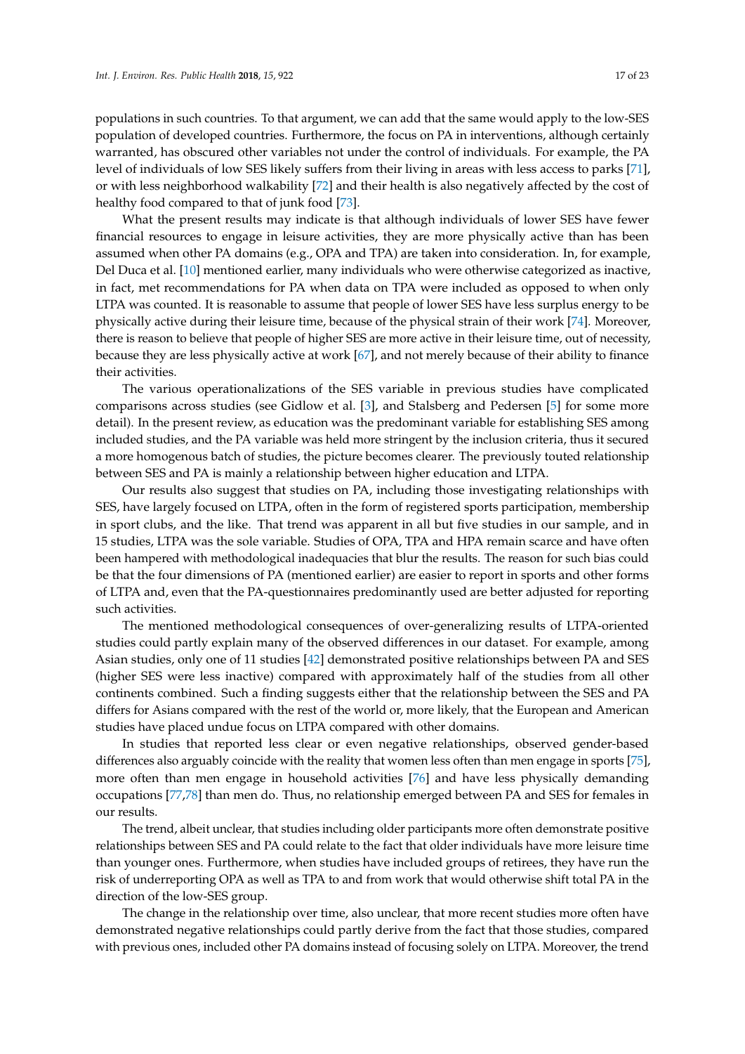populations in such countries. To that argument, we can add that the same would apply to the low-SES population of developed countries. Furthermore, the focus on PA in interventions, although certainly warranted, has obscured other variables not under the control of individuals. For example, the PA level of individuals of low SES likely suffers from their living in areas with less access to parks [71], or with less neighborhood walkability [72] and their health is also negatively affected by the cost of healthy food compared to that of junk food [73].

What the present results may indicate is that although individuals of lower SES have fewer financial resources to engage in leisure activities, they are more physically active than has been assumed when other PA domains (e.g., OPA and TPA) are taken into consideration. In, for example, Del Duca et al. [10] mentioned earlier, many individuals who were otherwise categorized as inactive, in fact, met recommendations for PA when data on TPA were included as opposed to when only LTPA was counted. It is reasonable to assume that people of lower SES have less surplus energy to be physically active during their leisure time, because of the physical strain of their work [74]. Moreover, there is reason to believe that people of higher SES are more active in their leisure time, out of necessity, because they are less physically active at work [67], and not merely because of their ability to finance their activities.

The various operationalizations of the SES variable in previous studies have complicated comparisons across studies (see Gidlow et al. [3], and Stalsberg and Pedersen [5] for some more detail). In the present review, as education was the predominant variable for establishing SES among included studies, and the PA variable was held more stringent by the inclusion criteria, thus it secured a more homogenous batch of studies, the picture becomes clearer. The previously touted relationship between SES and PA is mainly a relationship between higher education and LTPA.

Our results also suggest that studies on PA, including those investigating relationships with SES, have largely focused on LTPA, often in the form of registered sports participation, membership in sport clubs, and the like. That trend was apparent in all but five studies in our sample, and in 15 studies, LTPA was the sole variable. Studies of OPA, TPA and HPA remain scarce and have often been hampered with methodological inadequacies that blur the results. The reason for such bias could be that the four dimensions of PA (mentioned earlier) are easier to report in sports and other forms of LTPA and, even that the PA-questionnaires predominantly used are better adjusted for reporting such activities.

The mentioned methodological consequences of over-generalizing results of LTPA-oriented studies could partly explain many of the observed differences in our dataset. For example, among Asian studies, only one of 11 studies [42] demonstrated positive relationships between PA and SES (higher SES were less inactive) compared with approximately half of the studies from all other continents combined. Such a finding suggests either that the relationship between the SES and PA differs for Asians compared with the rest of the world or, more likely, that the European and American studies have placed undue focus on LTPA compared with other domains.

In studies that reported less clear or even negative relationships, observed gender-based differences also arguably coincide with the reality that women less often than men engage in sports [75], more often than men engage in household activities [76] and have less physically demanding occupations [77,78] than men do. Thus, no relationship emerged between PA and SES for females in our results.

The trend, albeit unclear, that studies including older participants more often demonstrate positive relationships between SES and PA could relate to the fact that older individuals have more leisure time than younger ones. Furthermore, when studies have included groups of retirees, they have run the risk of underreporting OPA as well as TPA to and from work that would otherwise shift total PA in the direction of the low-SES group.

The change in the relationship over time, also unclear, that more recent studies more often have demonstrated negative relationships could partly derive from the fact that those studies, compared with previous ones, included other PA domains instead of focusing solely on LTPA. Moreover, the trend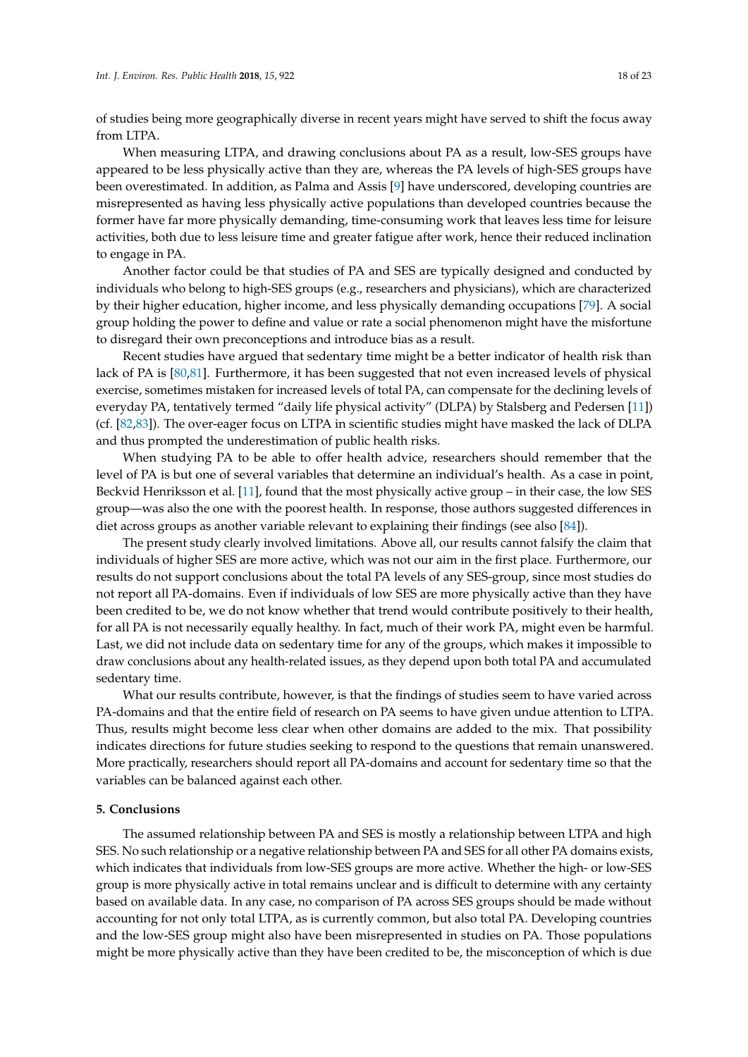of studies being more geographically diverse in recent years might have served to shift the focus away from LTPA.

When measuring LTPA, and drawing conclusions about PA as a result, low-SES groups have appeared to be less physically active than they are, whereas the PA levels of high-SES groups have been overestimated. In addition, as Palma and Assis [9] have underscored, developing countries are misrepresented as having less physically active populations than developed countries because the former have far more physically demanding, time-consuming work that leaves less time for leisure activities, both due to less leisure time and greater fatigue after work, hence their reduced inclination to engage in PA.

Another factor could be that studies of PA and SES are typically designed and conducted by individuals who belong to high-SES groups (e.g., researchers and physicians), which are characterized by their higher education, higher income, and less physically demanding occupations [79]. A social group holding the power to define and value or rate a social phenomenon might have the misfortune to disregard their own preconceptions and introduce bias as a result.

Recent studies have argued that sedentary time might be a better indicator of health risk than lack of PA is [80,81]. Furthermore, it has been suggested that not even increased levels of physical exercise, sometimes mistaken for increased levels of total PA, can compensate for the declining levels of everyday PA, tentatively termed "daily life physical activity" (DLPA) by Stalsberg and Pedersen [11]) (cf. [82,83]). The over-eager focus on LTPA in scientific studies might have masked the lack of DLPA and thus prompted the underestimation of public health risks.

When studying PA to be able to offer health advice, researchers should remember that the level of PA is but one of several variables that determine an individual's health. As a case in point, Beckvid Henriksson et al. [11], found that the most physically active group – in their case, the low SES group—was also the one with the poorest health. In response, those authors suggested differences in diet across groups as another variable relevant to explaining their findings (see also [84]).

The present study clearly involved limitations. Above all, our results cannot falsify the claim that individuals of higher SES are more active, which was not our aim in the first place. Furthermore, our results do not support conclusions about the total PA levels of any SES-group, since most studies do not report all PA-domains. Even if individuals of low SES are more physically active than they have been credited to be, we do not know whether that trend would contribute positively to their health, for all PA is not necessarily equally healthy. In fact, much of their work PA, might even be harmful. Last, we did not include data on sedentary time for any of the groups, which makes it impossible to draw conclusions about any health-related issues, as they depend upon both total PA and accumulated sedentary time.

What our results contribute, however, is that the findings of studies seem to have varied across PA-domains and that the entire field of research on PA seems to have given undue attention to LTPA. Thus, results might become less clear when other domains are added to the mix. That possibility indicates directions for future studies seeking to respond to the questions that remain unanswered. More practically, researchers should report all PA-domains and account for sedentary time so that the variables can be balanced against each other.

## 5. Conclusions

The assumed relationship between PA and SES is mostly a relationship between LTPA and high SES. No such relationship or a negative relationship between PA and SES for all other PA domains exists, which indicates that individuals from low-SES groups are more active. Whether the high- or low-SES group is more physically active in total remains unclear and is difficult to determine with any certainty based on available data. In any case, no comparison of PA across SES groups should be made without accounting for not only total LTPA, as is currently common, but also total PA. Developing countries and the low-SES group might also have been misrepresented in studies on PA. Those populations might be more physically active than they have been credited to be, the misconception of which is due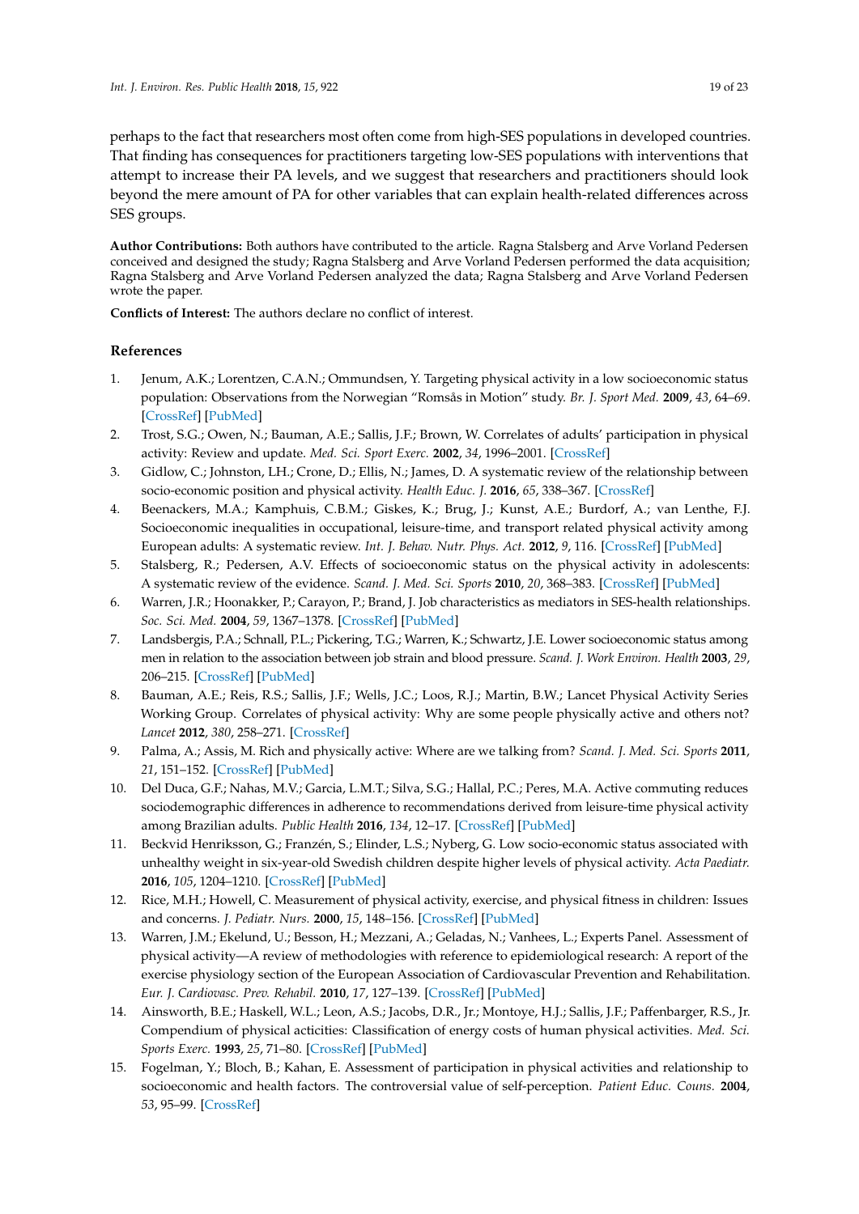perhaps to the fact that researchers most often come from high-SES populations in developed countries. That finding has consequences for practitioners targeting low-SES populations with interventions that attempt to increase their PA levels, and we suggest that researchers and practitioners should look beyond the mere amount of PA for other variables that can explain health-related differences across SES groups.

**Author Contributions:** Both authors have contributed to the article. Ragna Stalsberg and Arve Vorland Pedersen conceived and designed the study; Ragna Stalsberg and Arve Vorland Pedersen performed the data acquisition; Ragna Stalsberg and Arve Vorland Pedersen analyzed the data; Ragna Stalsberg and Arve Vorland Pedersen wrote the paper.

**Conflicts of Interest:** The authors declare no conflict of interest.

## References

1. Jenum, A.K.; Lorentzen, C.A.N.; Ommundsen, Y. Targeting physical activity in a low socioeconomic status population: Observations from the Norwegian "Romsås in Motion" study. *Br. J. Sport Med.* **2009**, *43*, 64–69. [CrossRef] [PubMed]
2. Trost, S.G.; Owen, N.; Bauman, A.E.; Sallis, J.F.; Brown, W. Correlates of adults' participation in physical activity: Review and update. *Med. Sci. Sport Exerc.* **2002**, *34*, 1996–2001. [CrossRef]
3. Gidlow, C.; Johnston, LH.; Crone, D.; Ellis, N.; James, D. A systematic review of the relationship between socio-economic position and physical activity. *Health Educ. J.* **2016**, *65*, 338–367. [CrossRef]
4. Beenackers, M.A.; Kamphuis, C.B.M.; Giskes, K.; Brug, J.; Kunst, A.E.; Burdorf, A.; van Lenthe, F.J. Socioeconomic inequalities in occupational, leisure-time, and transport related physical activity among European adults: A systematic review. *Int. J. Behav. Nutr. Phys. Act.* **2012**, *9*, 116. [CrossRef] [PubMed]
5. Stalsberg, R.; Pedersen, A.V. Effects of socioeconomic status on the physical activity in adolescents: A systematic review of the evidence. *Scand. J. Med. Sci. Sports* **2010**, *20*, 368–383. [CrossRef] [PubMed]
6. Warren, J.R.; Hoonakker, P.; Carayon, P.; Brand, J. Job characteristics as mediators in SES-health relationships. *Soc. Sci. Med.* **2004**, *59*, 1367–1378. [CrossRef] [PubMed]
7. Landsbergis, P.A.; Schnall, P.L.; Pickering, T.G.; Warren, K.; Schwartz, J.E. Lower socioeconomic status among men in relation to the association between job strain and blood pressure. *Scand. J. Work Environ. Health* **2003**, *29*, 206–215. [CrossRef] [PubMed]
8. Bauman, A.E.; Reis, R.S.; Sallis, J.F.; Wells, J.C.; Loos, R.J.; Martin, B.W.; Lancet Physical Activity Series Working Group. Correlates of physical activity: Why are some people physically active and others not? *Lancet* **2012**, *380*, 258–271. [CrossRef]
9. Palma, A.; Assis, M. Rich and physically active: Where are we talking from? *Scand. J. Med. Sci. Sports* **2011**, *21*, 151–152. [CrossRef] [PubMed]
10. Del Duca, G.F.; Nahas, M.V.; Garcia, L.M.T.; Silva, S.G.; Hallal, P.C.; Peres, M.A. Active commuting reduces sociodemographic differences in adherence to recommendations derived from leisure-time physical activity among Brazilian adults. *Public Health* **2016**, *134*, 12–17. [CrossRef] [PubMed]
11. Beckvid Henriksson, G.; Franzén, S.; Elinder, L.S.; Nyberg, G. Low socio-economic status associated with unhealthy weight in six-year-old Swedish children despite higher levels of physical activity. *Acta Paediatr.* **2016**, *105*, 1204–1210. [CrossRef] [PubMed]
12. Rice, M.H.; Howell, C. Measurement of physical activity, exercise, and physical fitness in children: Issues and concerns. *J. Pediatr. Nurs.* **2000**, *15*, 148–156. [CrossRef] [PubMed]
13. Warren, J.M.; Ekelund, U.; Besson, H.; Mezzani, A.; Geladas, N.; Vanhees, L.; Experts Panel. Assessment of physical activity—A review of methodologies with reference to epidemiological research: A report of the exercise physiology section of the European Association of Cardiovascular Prevention and Rehabilitation. *Eur. J. Cardiovasc. Prev. Rehabil.* **2010**, *17*, 127–139. [CrossRef] [PubMed]
14. Ainsworth, B.E.; Haskell, W.L.; Leon, A.S.; Jacobs, D.R., Jr.; Montoye, H.J.; Sallis, J.F.; Paffenbarger, R.S., Jr. Compendium of physical acticities: Classification of energy costs of human physical activities. *Med. Sci. Sports Exerc.* **1993**, *25*, 71–80. [CrossRef] [PubMed]
15. Fogelman, Y.; Bloch, B.; Kahan, E. Assessment of participation in physical activities and relationship to socioeconomic and health factors. The controversial value of self-perception. *Patient Educ. Couns.* **2004**, *53*, 95–99. [CrossRef]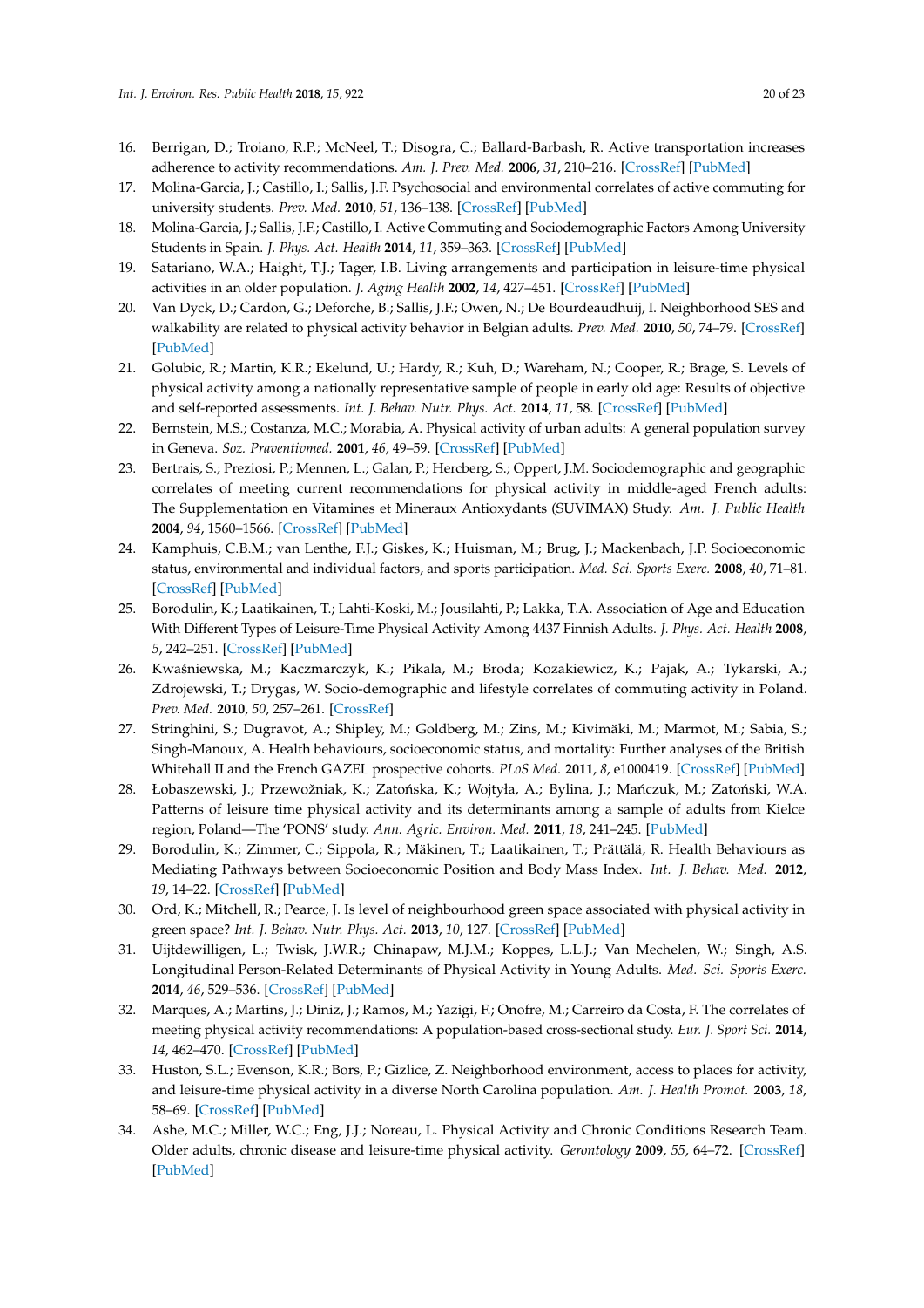16. Berrigan, D.; Troiano, R.P.; McNeel, T.; Disogra, C.; Ballard-Barbash, R. Active transportation increases adherence to activity recommendations. *Am. J. Prev. Med.* **2006**, *31*, 210–216. [CrossRef] [PubMed]
17. Molina-Garcia, J.; Castillo, I.; Sallis, J.F. Psychosocial and environmental correlates of active commuting for university students. *Prev. Med.* **2010**, *51*, 136–138. [CrossRef] [PubMed]
18. Molina-Garcia, J.; Sallis, J.F.; Castillo, I. Active Commuting and Sociodemographic Factors Among University Students in Spain. *J. Phys. Act. Health* **2014**, *11*, 359–363. [CrossRef] [PubMed]
19. Satariano, W.A.; Haight, T.J.; Tager, I.B. Living arrangements and participation in leisure-time physical activities in an older population. *J. Aging Health* **2002**, *14*, 427–451. [CrossRef] [PubMed]
20. Van Dyck, D.; Cardon, G.; Deforche, B.; Sallis, J.F.; Owen, N.; De Bourdeaudhuij, I. Neighborhood SES and walkability are related to physical activity behavior in Belgian adults. *Prev. Med.* **2010**, *50*, 74–79. [CrossRef] [PubMed]
21. Golubic, R.; Martin, K.R.; Ekelund, U.; Hardy, R.; Kuh, D.; Wareham, N.; Cooper, R.; Brage, S. Levels of physical activity among a nationally representative sample of people in early old age: Results of objective and self-reported assessments. *Int. J. Behav. Nutr. Phys. Act.* **2014**, *11*, 58. [CrossRef] [PubMed]
22. Bernstein, M.S.; Costanza, M.C.; Morabia, A. Physical activity of urban adults: A general population survey in Geneva. *Soz. Praventivmed.* **2001**, *46*, 49–59. [CrossRef] [PubMed]
23. Bertrais, S.; Preziosi, P.; Mennen, L.; Galan, P.; Hercberg, S.; Oppert, J.M. Sociodemographic and geographic correlates of meeting current recommendations for physical activity in middle-aged French adults: The Supplementation en Vitamines et Mineraux Antioxydants (SUVIMAX) Study. *Am. J. Public Health* **2004**, *94*, 1560–1566. [CrossRef] [PubMed]
24. Kamphuis, C.B.M.; van Lenthe, F.J.; Giskes, K.; Huisman, M.; Brug, J.; Mackenbach, J.P. Socioeconomic status, environmental and individual factors, and sports participation. *Med. Sci. Sports Exerc.* **2008**, *40*, 71–81. [CrossRef] [PubMed]
25. Borodulin, K.; Laatikainen, T.; Lahti-Koski, M.; Jousilahti, P.; Lakka, T.A. Association of Age and Education With Different Types of Leisure-Time Physical Activity Among 4437 Finnish Adults. *J. Phys. Act. Health* **2008**, *5*, 242–251. [CrossRef] [PubMed]
26. Kwaśniewska, M.; Kaczmarczyk, K.; Pikala, M.; Broda; Kozakiewicz, K.; Pajak, A.; Tykarski, A.; Zdrojewski, T.; Drygas, W. Socio-demographic and lifestyle correlates of commuting activity in Poland. *Prev. Med.* **2010**, *50*, 257–261. [CrossRef]
27. Stringhini, S.; Dugravot, A.; Shipley, M.; Goldberg, M.; Zins, M.; Kivimäki, M.; Marmot, M.; Sabia, S.; Singh-Manoux, A. Health behaviours, socioeconomic status, and mortality: Further analyses of the British Whitehall II and the French GAZEL prospective cohorts. *PLoS Med.* **2011**, *8*, e1000419. [CrossRef] [PubMed]
28. Łobaszewski, J.; Przewoźniak, K.; Zatońska, K.; Wojtyła, A.; Bylina, J.; Mańczuk, M.; Zatoński, W.A. Patterns of leisure time physical activity and its determinants among a sample of adults from Kielce region, Poland—The 'PONS' study. *Ann. Agric. Environ. Med.* **2011**, *18*, 241–245. [PubMed]
29. Borodulin, K.; Zimmer, C.; Sippola, R.; Mäkinen, T.; Laatikainen, T.; Prättälä, R. Health Behaviours as Mediating Pathways between Socioeconomic Position and Body Mass Index. *Int. J. Behav. Med.* **2012**, *19*, 14–22. [CrossRef] [PubMed]
30. Ord, K.; Mitchell, R.; Pearce, J. Is level of neighbourhood green space associated with physical activity in green space? *Int. J. Behav. Nutr. Phys. Act.* **2013**, *10*, 127. [CrossRef] [PubMed]
31. Uijtdewilligen, L.; Twisk, J.W.R.; Chinapaw, M.J.M.; Koppes, L.L.J.; Van Mechelen, W.; Singh, A.S. Longitudinal Person-Related Determinants of Physical Activity in Young Adults. *Med. Sci. Sports Exerc.* **2014**, *46*, 529–536. [CrossRef] [PubMed]
32. Marques, A.; Martins, J.; Diniz, J.; Ramos, M.; Yazigi, F.; Onofre, M.; Carreiro da Costa, F. The correlates of meeting physical activity recommendations: A population-based cross-sectional study. *Eur. J. Sport Sci.* **2014**, *14*, 462–470. [CrossRef] [PubMed]
33. Huston, S.L.; Evenson, K.R.; Bors, P.; Gizlice, Z. Neighborhood environment, access to places for activity, and leisure-time physical activity in a diverse North Carolina population. *Am. J. Health Promot.* **2003**, *18*, 58–69. [CrossRef] [PubMed]
34. Ashe, M.C.; Miller, W.C.; Eng, J.J.; Noreau, L. Physical Activity and Chronic Conditions Research Team. Older adults, chronic disease and leisure-time physical activity. *Gerontology* **2009**, *55*, 64–72. [CrossRef] [PubMed]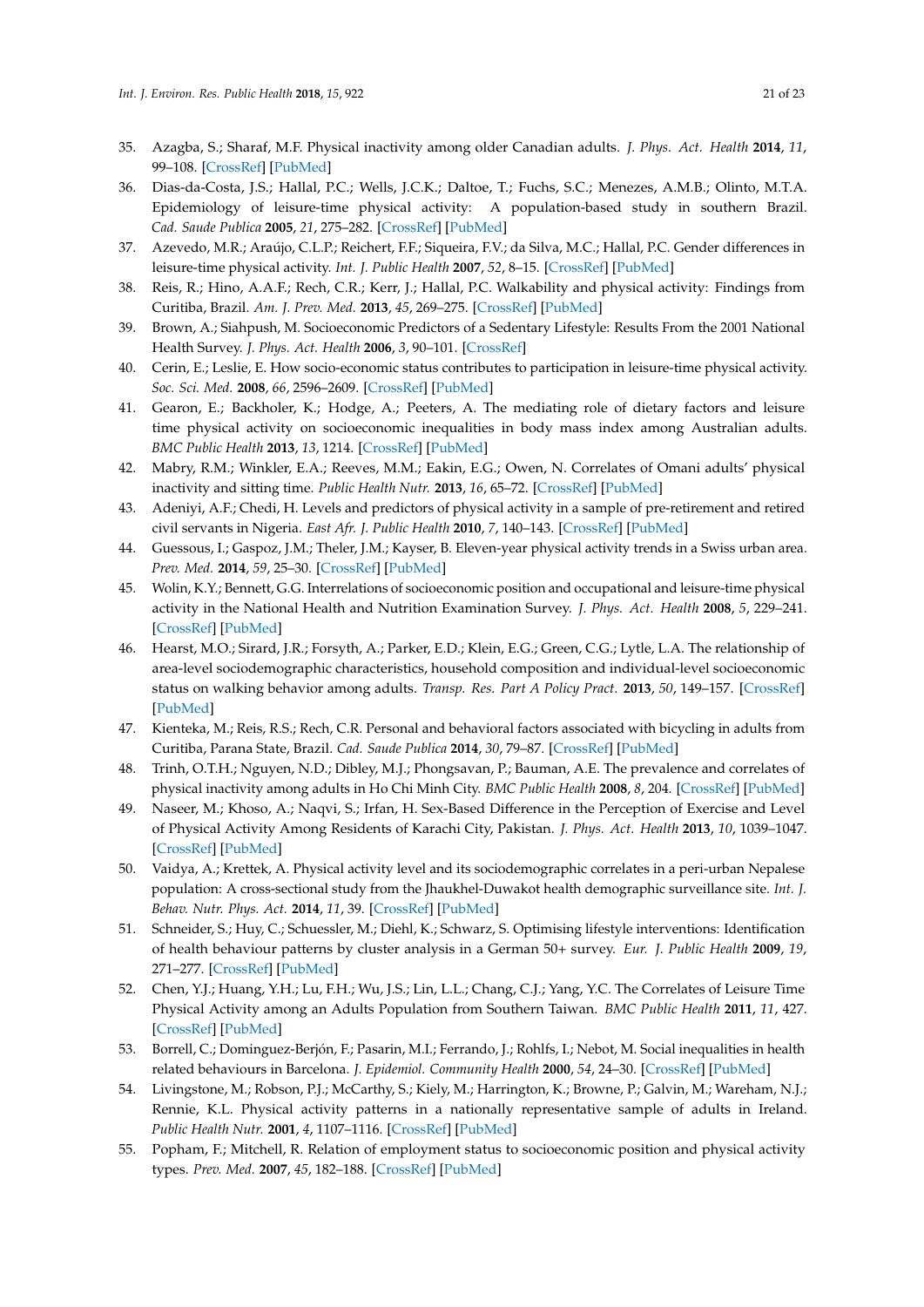35. Azagba, S.; Sharaf, M.F. Physical inactivity among older Canadian adults. *J. Phys. Act. Health* **2014**, *11*, 99–108. [CrossRef] [PubMed]
36. Dias-da-Costa, J.S.; Hallal, P.C.; Wells, J.C.K.; Daltoe, T.; Fuchs, S.C.; Menezes, A.M.B.; Olinto, M.T.A. Epidemiology of leisure-time physical activity: A population-based study in southern Brazil. *Cad. Saude Publica* **2005**, *21*, 275–282. [CrossRef] [PubMed]
37. Azevedo, M.R.; Araújo, C.L.P.; Reichert, F.F.; Siqueira, F.V.; da Silva, M.C.; Hallal, P.C. Gender differences in leisure-time physical activity. *Int. J. Public Health* **2007**, *52*, 8–15. [CrossRef] [PubMed]
38. Reis, R.; Hino, A.A.F.; Rech, C.R.; Kerr, J.; Hallal, P.C. Walkability and physical activity: Findings from Curitiba, Brazil. *Am. J. Prev. Med.* **2013**, *45*, 269–275. [CrossRef] [PubMed]
39. Brown, A.; Siahpush, M. Socioeconomic Predictors of a Sedentary Lifestyle: Results From the 2001 National Health Survey. *J. Phys. Act. Health* **2006**, *3*, 90–101. [CrossRef]
40. Cerin, E.; Leslie, E. How socio-economic status contributes to participation in leisure-time physical activity. *Soc. Sci. Med.* **2008**, *66*, 2596–2609. [CrossRef] [PubMed]
41. Gearon, E.; Backholer, K.; Hodge, A.; Peeters, A. The mediating role of dietary factors and leisure time physical activity on socioeconomic inequalities in body mass index among Australian adults. *BMC Public Health* **2013**, *13*, 1214. [CrossRef] [PubMed]
42. Mabry, R.M.; Winkler, E.A.; Reeves, M.M.; Eakin, E.G.; Owen, N. Correlates of Omani adults' physical inactivity and sitting time. *Public Health Nutr.* **2013**, *16*, 65–72. [CrossRef] [PubMed]
43. Adeniyi, A.F.; Chedi, H. Levels and predictors of physical activity in a sample of pre-retirement and retired civil servants in Nigeria. *East Afr. J. Public Health* **2010**, *7*, 140–143. [CrossRef] [PubMed]
44. Guessous, I.; Gaspoz, J.M.; Theler, J.M.; Kayser, B. Eleven-year physical activity trends in a Swiss urban area. *Prev. Med.* **2014**, *59*, 25–30. [CrossRef] [PubMed]
45. Wolin, K.Y.; Bennett, G.G. Interrelations of socioeconomic position and occupational and leisure-time physical activity in the National Health and Nutrition Examination Survey. *J. Phys. Act. Health* **2008**, *5*, 229–241. [CrossRef] [PubMed]
46. Hearst, M.O.; Sirard, J.R.; Forsyth, A.; Parker, E.D.; Klein, E.G.; Green, C.G.; Lytle, L.A. The relationship of area-level sociodemographic characteristics, household composition and individual-level socioeconomic status on walking behavior among adults. *Transp. Res. Part A Policy Pract.* **2013**, *50*, 149–157. [CrossRef] [PubMed]
47. Kienteka, M.; Reis, R.S.; Rech, C.R. Personal and behavioral factors associated with bicycling in adults from Curitiba, Parana State, Brazil. *Cad. Saude Publica* **2014**, *30*, 79–87. [CrossRef] [PubMed]
48. Trinh, O.T.H.; Nguyen, N.D.; Dibley, M.J.; Phongsavan, P.; Bauman, A.E. The prevalence and correlates of physical inactivity among adults in Ho Chi Minh City. *BMC Public Health* **2008**, *8*, 204. [CrossRef] [PubMed]
49. Naseer, M.; Khoso, A.; Naqvi, S.; Irfan, H. Sex-Based Difference in the Perception of Exercise and Level of Physical Activity Among Residents of Karachi City, Pakistan. *J. Phys. Act. Health* **2013**, *10*, 1039–1047. [CrossRef] [PubMed]
50. Vaidya, A.; Krettek, A. Physical activity level and its sociodemographic correlates in a peri-urban Nepalese population: A cross-sectional study from the Jhaukhel-Duwakot health demographic surveillance site. *Int. J. Behav. Nutr. Phys. Act.* **2014**, *11*, 39. [CrossRef] [PubMed]
51. Schneider, S.; Huy, C.; Schuessler, M.; Diehl, K.; Schwarz, S. Optimising lifestyle interventions: Identification of health behaviour patterns by cluster analysis in a German 50+ survey. *Eur. J. Public Health* **2009**, *19*, 271–277. [CrossRef] [PubMed]
52. Chen, Y.J.; Huang, Y.H.; Lu, F.H.; Wu, J.S.; Lin, L.L.; Chang, C.J.; Yang, Y.C. The Correlates of Leisure Time Physical Activity among an Adults Population from Southern Taiwan. *BMC Public Health* **2011**, *11*, 427. [CrossRef] [PubMed]
53. Borrell, C.; Dominguez-Berjón, F.; Pasarin, M.I.; Ferrando, J.; Rohlfs, I.; Nebot, M. Social inequalities in health related behaviours in Barcelona. *J. Epidemiol. Community Health* **2000**, *54*, 24–30. [CrossRef] [PubMed]
54. Livingstone, M.; Robson, P.J.; McCarthy, S.; Kiely, M.; Harrington, K.; Browne, P.; Galvin, M.; Wareham, N.J.; Rennie, K.L. Physical activity patterns in a nationally representative sample of adults in Ireland. *Public Health Nutr.* **2001**, *4*, 1107–1116. [CrossRef] [PubMed]
55. Popham, F.; Mitchell, R. Relation of employment status to socioeconomic position and physical activity types. *Prev. Med.* **2007**, *45*, 182–188. [CrossRef] [PubMed]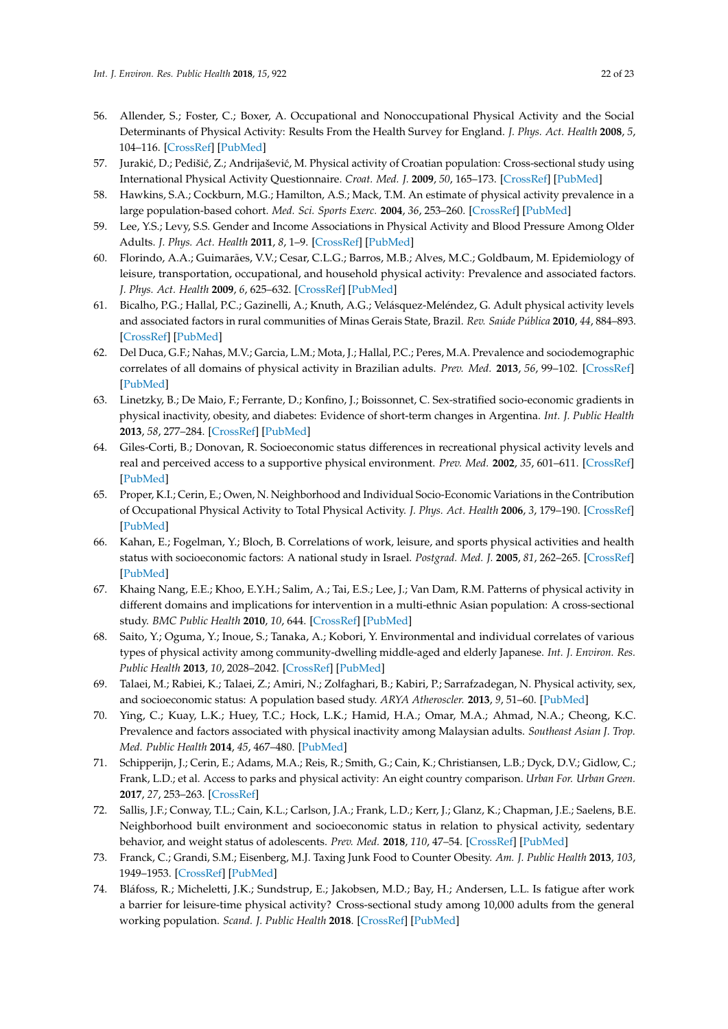56. Allender, S.; Foster, C.; Boxer, A. Occupational and Nonoccupational Physical Activity and the Social Determinants of Physical Activity: Results From the Health Survey for England. *J. Phys. Act. Health* **2008**, *5*, 104–116. [CrossRef] [PubMed]
57. Jurakić, D.; Pedišić, Z.; Andrijašević, M. Physical activity of Croatian population: Cross-sectional study using International Physical Activity Questionnaire. *Croat. Med. J.* **2009**, *50*, 165–173. [CrossRef] [PubMed]
58. Hawkins, S.A.; Cockburn, M.G.; Hamilton, A.S.; Mack, T.M. An estimate of physical activity prevalence in a large population-based cohort. *Med. Sci. Sports Exerc.* **2004**, *36*, 253–260. [CrossRef] [PubMed]
59. Lee, Y.S.; Levy, S.S. Gender and Income Associations in Physical Activity and Blood Pressure Among Older Adults. *J. Phys. Act. Health* **2011**, *8*, 1–9. [CrossRef] [PubMed]
60. Florindo, A.A.; Guimarães, V.V.; Cesar, C.L.G.; Barros, M.B.; Alves, M.C.; Goldbaum, M. Epidemiology of leisure, transportation, occupational, and household physical activity: Prevalence and associated factors. *J. Phys. Act. Health* **2009**, *6*, 625–632. [CrossRef] [PubMed]
61. Bicalho, P.G.; Hallal, P.C.; Gazinelli, A.; Knuth, A.G.; Velásquez-Meléndez, G. Adult physical activity levels and associated factors in rural communities of Minas Gerais State, Brazil. *Rev. Saúde Pública* **2010**, *44*, 884–893. [CrossRef] [PubMed]
62. Del Duca, G.F.; Nahas, M.V.; Garcia, L.M.; Mota, J.; Hallal, P.C.; Peres, M.A. Prevalence and sociodemographic correlates of all domains of physical activity in Brazilian adults. *Prev. Med.* **2013**, *56*, 99–102. [CrossRef] [PubMed]
63. Linetzky, B.; De Maio, F.; Ferrante, D.; Konfino, J.; Boissonnet, C. Sex-stratified socio-economic gradients in physical inactivity, obesity, and diabetes: Evidence of short-term changes in Argentina. *Int. J. Public Health* **2013**, *58*, 277–284. [CrossRef] [PubMed]
64. Giles-Corti, B.; Donovan, R. Socioeconomic status differences in recreational physical activity levels and real and perceived access to a supportive physical environment. *Prev. Med.* **2002**, *35*, 601–611. [CrossRef] [PubMed]
65. Proper, K.I.; Cerin, E.; Owen, N. Neighborhood and Individual Socio-Economic Variations in the Contribution of Occupational Physical Activity to Total Physical Activity. *J. Phys. Act. Health* **2006**, *3*, 179–190. [CrossRef] [PubMed]
66. Kahan, E.; Fogelman, Y.; Bloch, B. Correlations of work, leisure, and sports physical activities and health status with socioeconomic factors: A national study in Israel. *Postgrad. Med. J.* **2005**, *81*, 262–265. [CrossRef] [PubMed]
67. Khaing Nang, E.E.; Khoo, E.Y.H.; Salim, A.; Tai, E.S.; Lee, J.; Van Dam, R.M. Patterns of physical activity in different domains and implications for intervention in a multi-ethnic Asian population: A cross-sectional study. *BMC Public Health* **2010**, *10*, 644. [CrossRef] [PubMed]
68. Saito, Y.; Oguma, Y.; Inoue, S.; Tanaka, A.; Kobori, Y. Environmental and individual correlates of various types of physical activity among community-dwelling middle-aged and elderly Japanese. *Int. J. Environ. Res. Public Health* **2013**, *10*, 2028–2042. [CrossRef] [PubMed]
69. Talaei, M.; Rabiei, K.; Talaei, Z.; Amiri, N.; Zolfaghari, B.; Kabiri, P.; Sarrafzadegan, N. Physical activity, sex, and socioeconomic status: A population based study. *ARYA Atheroscler.* **2013**, *9*, 51–60. [PubMed]
70. Ying, C.; Kuay, L.K.; Huey, T.C.; Hock, L.K.; Hamid, H.A.; Omar, M.A.; Ahmad, N.A.; Cheong, K.C. Prevalence and factors associated with physical inactivity among Malaysian adults. *Southeast Asian J. Trop. Med. Public Health* **2014**, *45*, 467–480. [PubMed]
71. Schipperijn, J.; Cerin, E.; Adams, M.A.; Reis, R.; Smith, G.; Cain, K.; Christiansen, L.B.; Dyck, D.V.; Gidlow, C.; Frank, L.D.; et al. Access to parks and physical activity: An eight country comparison. *Urban For. Urban Green.* **2017**, *27*, 253–263. [CrossRef]
72. Sallis, J.F.; Conway, T.L.; Cain, K.L.; Carlson, J.A.; Frank, L.D.; Kerr, J.; Glanz, K.; Chapman, J.E.; Saelens, B.E. Neighborhood built environment and socioeconomic status in relation to physical activity, sedentary behavior, and weight status of adolescents. *Prev. Med.* **2018**, *110*, 47–54. [CrossRef] [PubMed]
73. Franck, C.; Grandi, S.M.; Eisenberg, M.J. Taxing Junk Food to Counter Obesity. *Am. J. Public Health* **2013**, *103*, 1949–1953. [CrossRef] [PubMed]
74. Bláfoss, R.; Micheletti, J.K.; Sundstrup, E.; Jakobsen, M.D.; Bay, H.; Andersen, L.L. Is fatigue after work a barrier for leisure-time physical activity? Cross-sectional study among 10,000 adults from the general working population. *Scand. J. Public Health* **2018**. [CrossRef] [PubMed]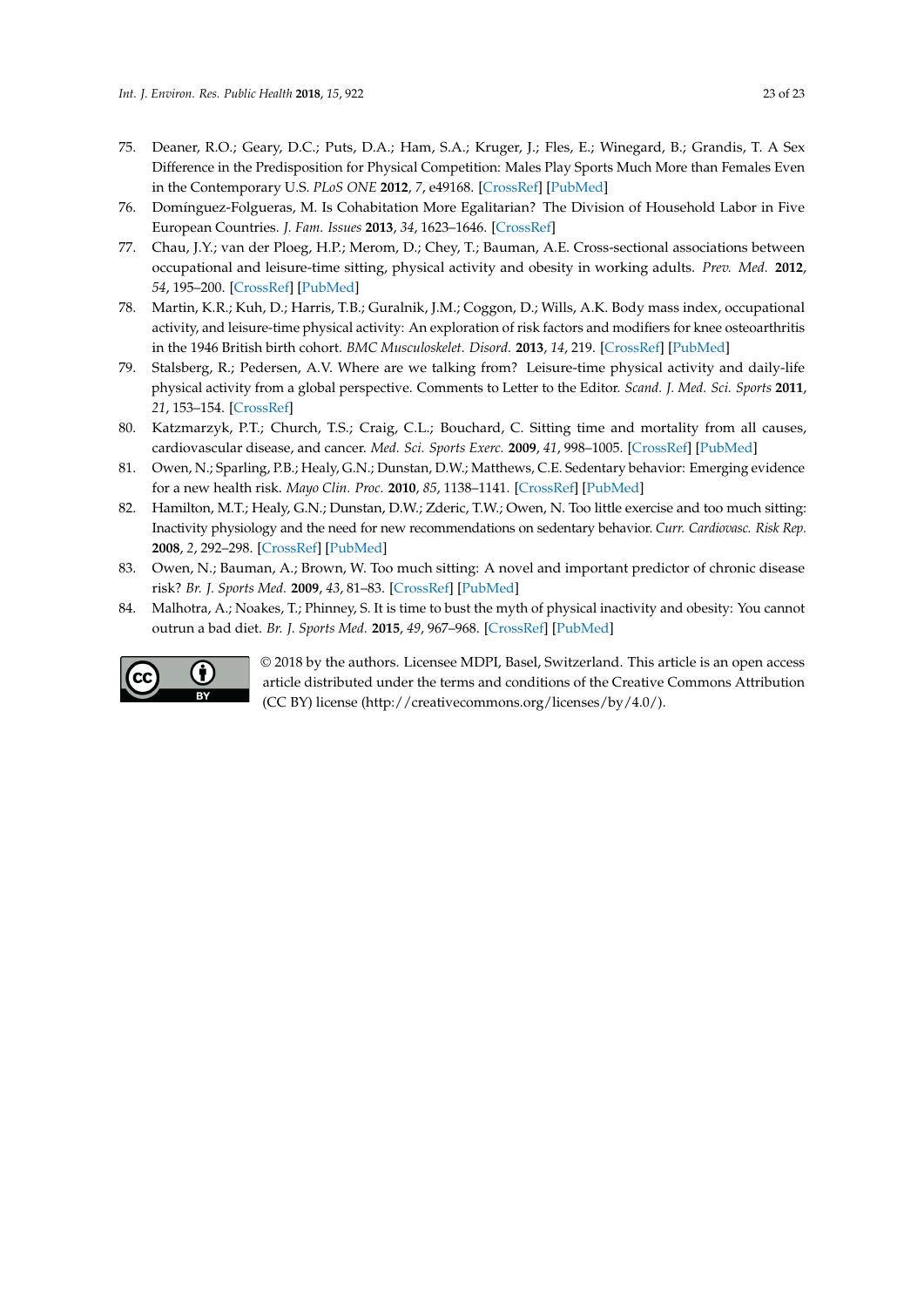75. Deaner, R.O.; Geary, D.C.; Puts, D.A.; Ham, S.A.; Kruger, J.; Fles, E.; Winegard, B.; Grandis, T. A Sex Difference in the Predisposition for Physical Competition: Males Play Sports Much More than Females Even in the Contemporary U.S. *PLoS ONE* **2012**, *7*, e49168. [CrossRef] [PubMed]
76. Domínguez-Folgueras, M. Is Cohabitation More Egalitarian? The Division of Household Labor in Five European Countries. *J. Fam. Issues* **2013**, *34*, 1623–1646. [CrossRef]
77. Chau, J.Y.; van der Ploeg, H.P.; Merom, D.; Chey, T.; Bauman, A.E. Cross-sectional associations between occupational and leisure-time sitting, physical activity and obesity in working adults. *Prev. Med.* **2012**, *54*, 195–200. [CrossRef] [PubMed]
78. Martin, K.R.; Kuh, D.; Harris, T.B.; Guralnik, J.M.; Coggon, D.; Wills, A.K. Body mass index, occupational activity, and leisure-time physical activity: An exploration of risk factors and modifiers for knee osteoarthritis in the 1946 British birth cohort. *BMC Musculoskelet. Disord.* **2013**, *14*, 219. [CrossRef] [PubMed]
79. Stalsberg, R.; Pedersen, A.V. Where are we talking from? Leisure-time physical activity and daily-life physical activity from a global perspective. Comments to Letter to the Editor. *Scand. J. Med. Sci. Sports* **2011**, *21*, 153–154. [CrossRef]
80. Katzmarzyk, P.T.; Church, T.S.; Craig, C.L.; Bouchard, C. Sitting time and mortality from all causes, cardiovascular disease, and cancer. *Med. Sci. Sports Exerc.* **2009**, *41*, 998–1005. [CrossRef] [PubMed]
81. Owen, N.; Sparling, P.B.; Healy, G.N.; Dunstan, D.W.; Matthews, C.E. Sedentary behavior: Emerging evidence for a new health risk. *Mayo Clin. Proc.* **2010**, *85*, 1138–1141. [CrossRef] [PubMed]
82. Hamilton, M.T.; Healy, G.N.; Dunstan, D.W.; Zderic, T.W.; Owen, N. Too little exercise and too much sitting: Inactivity physiology and the need for new recommendations on sedentary behavior. *Curr. Cardiovasc. Risk Rep.* **2008**, *2*, 292–298. [CrossRef] [PubMed]
83. Owen, N.; Bauman, A.; Brown, W. Too much sitting: A novel and important predictor of chronic disease risk? *Br. J. Sports Med.* **2009**, *43*, 81–83. [CrossRef] [PubMed]
84. Malhotra, A.; Noakes, T.; Phinney, S. It is time to bust the myth of physical inactivity and obesity: You cannot outrun a bad diet. *Br. J. Sports Med.* **2015**, *49*, 967–968. [CrossRef] [PubMed]

© 2018 by the authors. Licensee MDPI, Basel, Switzerland. This article is an open access article distributed under the terms and conditions of the Creative Commons Attribution (CC BY) license (http://creativecommons.org/licenses/by/4.0/).